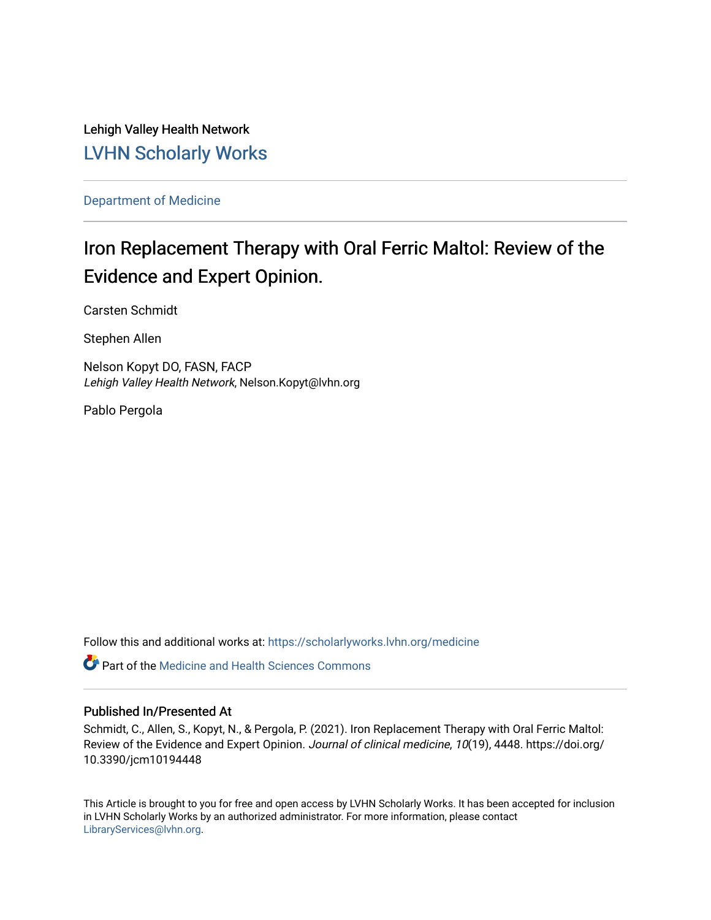Lehigh Valley Health Network

LVHN Scholarly Works

Department of Medicine

# Iron Replacement Therapy with Oral Ferric Maltol: Review of the Evidence and Expert Opinion.

Carsten Schmidt

Stephen Allen

Nelson Kopyt DO, FASN, FACP
*Lehigh Valley Health Network*, Nelson.Kopyt@lvhn.org

Pablo Pergola

Follow this and additional works at: https://scholarlyworks.lvhn.org/medicine

Part of the Medicine and Health Sciences Commons

## Published In/Presented At

Schmidt, C., Allen, S., Kopyt, N., & Pergola, P. (2021). Iron Replacement Therapy with Oral Ferric Maltol: Review of the Evidence and Expert Opinion. *Journal of clinical medicine*, *10*(19), 4448. https://doi.org/10.3390/jcm10194448

This Article is brought to you for free and open access by LVHN Scholarly Works. It has been accepted for inclusion in LVHN Scholarly Works by an authorized administrator. For more information, please contact LibraryServices@lvhn.org.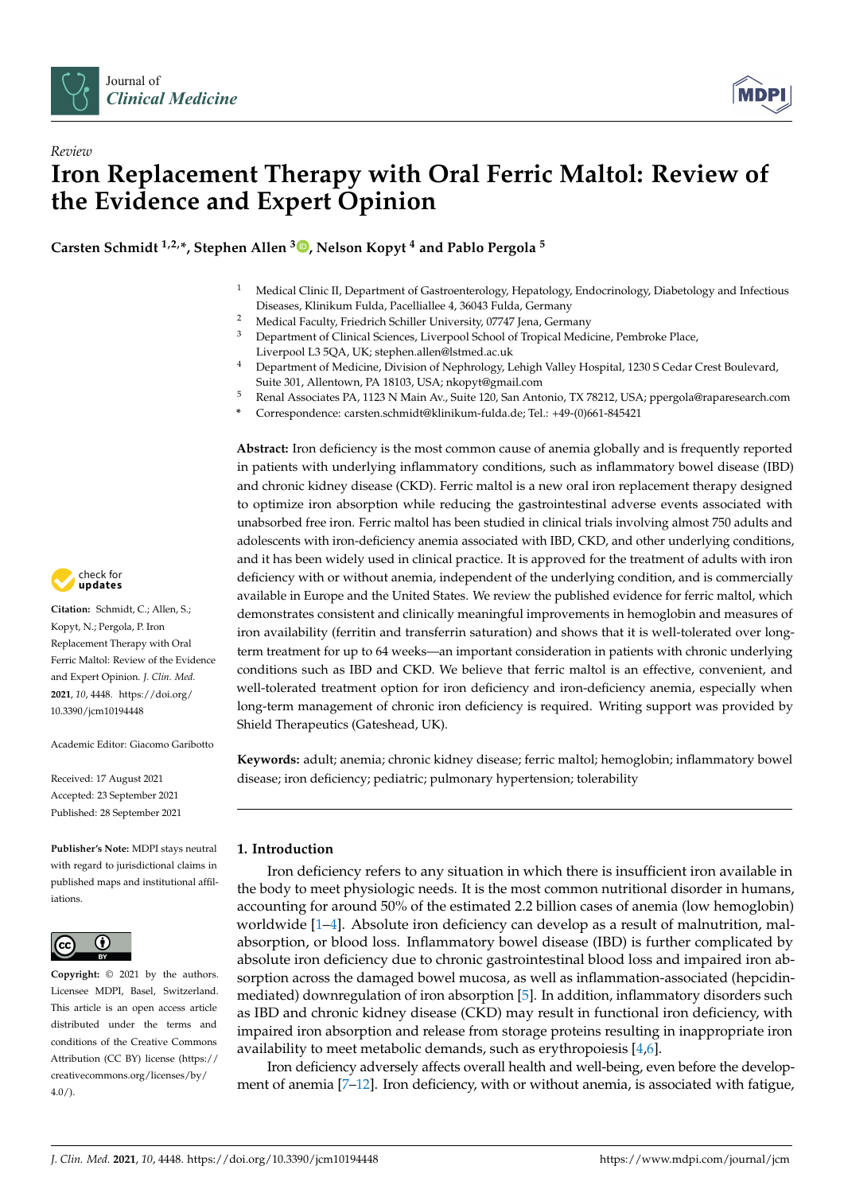# Iron Replacement Therapy with Oral Ferric Maltol: Review of the Evidence and Expert Opinion

**Carsten Schmidt [1,2,*], Stephen Allen [3], Nelson Kopyt [4] and Pablo Pergola [5]**

[1] Medical Clinic II, Department of Gastroenterology, Hepatology, Endocrinology, Diabetology and Infectious Diseases, Klinikum Fulda, Pacelliallee 4, 36043 Fulda, Germany
[2] Medical Faculty, Friedrich Schiller University, 07747 Jena, Germany
[3] Department of Clinical Sciences, Liverpool School of Tropical Medicine, Pembroke Place, Liverpool L3 5QA, UK; stephen.allen@lstmed.ac.uk
[4] Department of Medicine, Division of Nephrology, Lehigh Valley Hospital, 1230 S Cedar Crest Boulevard, Suite 301, Allentown, PA 18103, USA; nkopyt@gmail.com
[5] Renal Associates PA, 1123 N Main Av., Suite 120, San Antonio, TX 78212, USA; ppergola@raparesearch.com
\* Correspondence: carsten.schmidt@klinikum-fulda.de; Tel.: +49-(0)661-845421

**Abstract:** Iron deficiency is the most common cause of anemia globally and is frequently reported in patients with underlying inflammatory conditions, such as inflammatory bowel disease (IBD) and chronic kidney disease (CKD). Ferric maltol is a new oral iron replacement therapy designed to optimize iron absorption while reducing the gastrointestinal adverse events associated with unabsorbed free iron. Ferric maltol has been studied in clinical trials involving almost 750 adults and adolescents with iron-deficiency anemia associated with IBD, CKD, and other underlying conditions, and it has been widely used in clinical practice. It is approved for the treatment of adults with iron deficiency with or without anemia, independent of the underlying condition, and is commercially available in Europe and the United States. We review the published evidence for ferric maltol, which demonstrates consistent and clinically meaningful improvements in hemoglobin and measures of iron availability (ferritin and transferrin saturation) and shows that it is well-tolerated over long-term treatment for up to 64 weeks—an important consideration in patients with chronic underlying conditions such as IBD and CKD. We believe that ferric maltol is an effective, convenient, and well-tolerated treatment option for iron deficiency and iron-deficiency anemia, especially when long-term management of chronic iron deficiency is required. Writing support was provided by Shield Therapeutics (Gateshead, UK).

**Keywords:** adult; anemia; chronic kidney disease; ferric maltol; hemoglobin; inflammatory bowel disease; iron deficiency; pediatric; pulmonary hypertension; tolerability

**Citation:** Schmidt, C.; Allen, S.; Kopyt, N.; Pergola, P. Iron Replacement Therapy with Oral Ferric Maltol: Review of the Evidence and Expert Opinion. *J. Clin. Med.* **2021**, *10*, 4448. https://doi.org/10.3390/jcm10194448

Academic Editor: Giacomo Garibotto

Received: 17 August 2021
Accepted: 23 September 2021
Published: 28 September 2021

**Publisher's Note:** MDPI stays neutral with regard to jurisdictional claims in published maps and institutional affiliations.

**Copyright:** © 2021 by the authors. Licensee MDPI, Basel, Switzerland. This article is an open access article distributed under the terms and conditions of the Creative Commons Attribution (CC BY) license (https://creativecommons.org/licenses/by/4.0/).

## 1. Introduction

Iron deficiency refers to any situation in which there is insufficient iron available in the body to meet physiologic needs. It is the most common nutritional disorder in humans, accounting for around 50% of the estimated 2.2 billion cases of anemia (low hemoglobin) worldwide [1–4]. Absolute iron deficiency can develop as a result of malnutrition, malabsorption, or blood loss. Inflammatory bowel disease (IBD) is further complicated by absolute iron deficiency due to chronic gastrointestinal blood loss and impaired iron absorption across the damaged bowel mucosa, as well as inflammation-associated (hepcidin-mediated) downregulation of iron absorption [5]. In addition, inflammatory disorders such as IBD and chronic kidney disease (CKD) may result in functional iron deficiency, with impaired iron absorption and release from storage proteins resulting in inappropriate iron availability to meet metabolic demands, such as erythropoiesis [4,6].

Iron deficiency adversely affects overall health and well-being, even before the development of anemia [7–12]. Iron deficiency, with or without anemia, is associated with fatigue,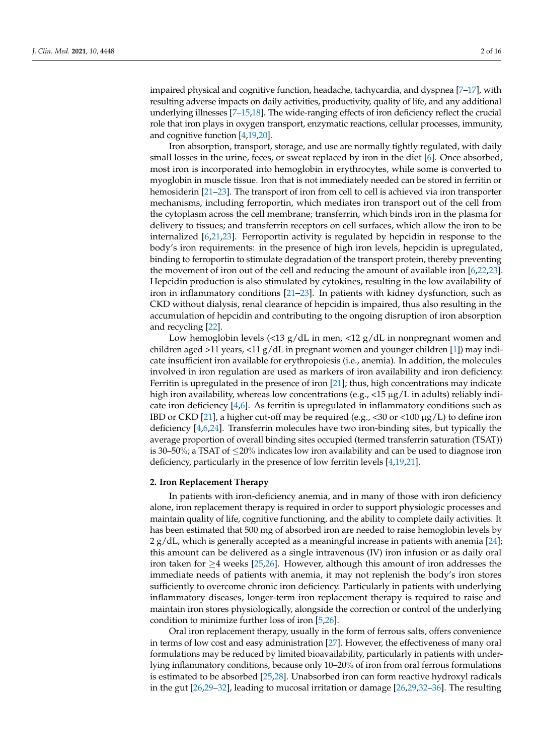impaired physical and cognitive function, headache, tachycardia, and dyspnea [7–17], with resulting adverse impacts on daily activities, productivity, quality of life, and any additional underlying illnesses [7–15,18]. The wide-ranging effects of iron deficiency reflect the crucial role that iron plays in oxygen transport, enzymatic reactions, cellular processes, immunity, and cognitive function [4,19,20].

Iron absorption, transport, storage, and use are normally tightly regulated, with daily small losses in the urine, feces, or sweat replaced by iron in the diet [6]. Once absorbed, most iron is incorporated into hemoglobin in erythrocytes, while some is converted to myoglobin in muscle tissue. Iron that is not immediately needed can be stored in ferritin or hemosiderin [21–23]. The transport of iron from cell to cell is achieved via iron transporter mechanisms, including ferroportin, which mediates iron transport out of the cell from the cytoplasm across the cell membrane; transferrin, which binds iron in the plasma for delivery to tissues; and transferrin receptors on cell surfaces, which allow the iron to be internalized [6,21,23]. Ferroportin activity is regulated by hepcidin in response to the body's iron requirements: in the presence of high iron levels, hepcidin is upregulated, binding to ferroportin to stimulate degradation of the transport protein, thereby preventing the movement of iron out of the cell and reducing the amount of available iron [6,22,23]. Hepcidin production is also stimulated by cytokines, resulting in the low availability of iron in inflammatory conditions [21–23]. In patients with kidney dysfunction, such as CKD without dialysis, renal clearance of hepcidin is impaired, thus also resulting in the accumulation of hepcidin and contributing to the ongoing disruption of iron absorption and recycling [22].

Low hemoglobin levels (<13 g/dL in men, <12 g/dL in nonpregnant women and children aged >11 years, <11 g/dL in pregnant women and younger children [1]) may indicate insufficient iron available for erythropoiesis (i.e., anemia). In addition, the molecules involved in iron regulation are used as markers of iron availability and iron deficiency. Ferritin is upregulated in the presence of iron [21]; thus, high concentrations may indicate high iron availability, whereas low concentrations (e.g., <15 μg/L in adults) reliably indicate iron deficiency [4,6]. As ferritin is upregulated in inflammatory conditions such as IBD or CKD [21], a higher cut-off may be required (e.g., <30 or <100 μg/L) to define iron deficiency [4,6,24]. Transferrin molecules have two iron-binding sites, but typically the average proportion of overall binding sites occupied (termed transferrin saturation (TSAT)) is 30–50%; a TSAT of ≤20% indicates low iron availability and can be used to diagnose iron deficiency, particularly in the presence of low ferritin levels [4,19,21].

## 2. Iron Replacement Therapy

In patients with iron-deficiency anemia, and in many of those with iron deficiency alone, iron replacement therapy is required in order to support physiologic processes and maintain quality of life, cognitive functioning, and the ability to complete daily activities. It has been estimated that 500 mg of absorbed iron are needed to raise hemoglobin levels by 2 g/dL, which is generally accepted as a meaningful increase in patients with anemia [24]; this amount can be delivered as a single intravenous (IV) iron infusion or as daily oral iron taken for ≥4 weeks [25,26]. However, although this amount of iron addresses the immediate needs of patients with anemia, it may not replenish the body's iron stores sufficiently to overcome chronic iron deficiency. Particularly in patients with underlying inflammatory diseases, longer-term iron replacement therapy is required to raise and maintain iron stores physiologically, alongside the correction or control of the underlying condition to minimize further loss of iron [5,26].

Oral iron replacement therapy, usually in the form of ferrous salts, offers convenience in terms of low cost and easy administration [27]. However, the effectiveness of many oral formulations may be reduced by limited bioavailability, particularly in patients with underlying inflammatory conditions, because only 10–20% of iron from oral ferrous formulations is estimated to be absorbed [25,28]. Unabsorbed iron can form reactive hydroxyl radicals in the gut [26,29–32], leading to mucosal irritation or damage [26,29,32–36]. The resulting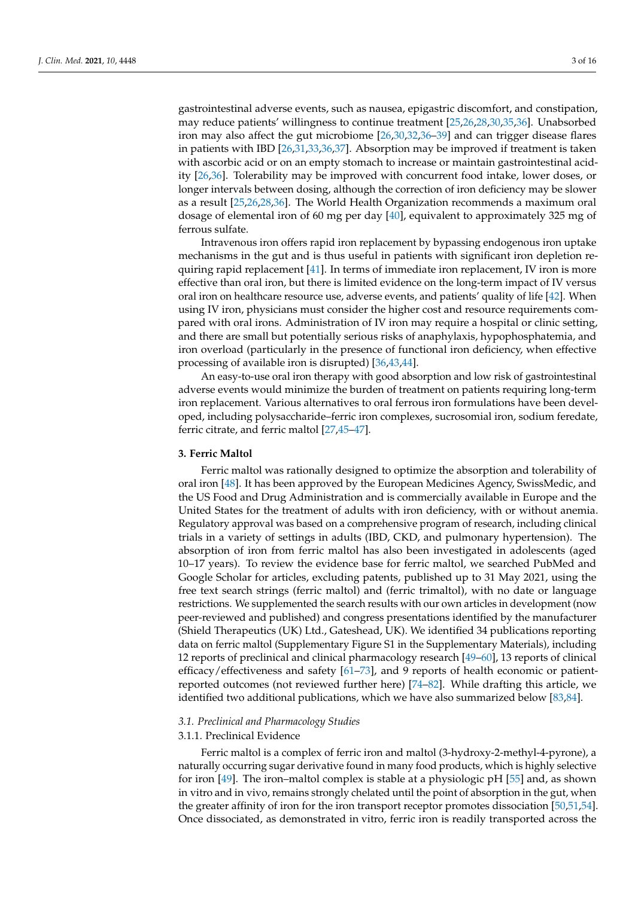gastrointestinal adverse events, such as nausea, epigastric discomfort, and constipation, may reduce patients' willingness to continue treatment [25,26,28,30,35,36]. Unabsorbed iron may also affect the gut microbiome [26,30,32,36–39] and can trigger disease flares in patients with IBD [26,31,33,36,37]. Absorption may be improved if treatment is taken with ascorbic acid or on an empty stomach to increase or maintain gastrointestinal acidity [26,36]. Tolerability may be improved with concurrent food intake, lower doses, or longer intervals between dosing, although the correction of iron deficiency may be slower as a result [25,26,28,36]. The World Health Organization recommends a maximum oral dosage of elemental iron of 60 mg per day [40], equivalent to approximately 325 mg of ferrous sulfate.

Intravenous iron offers rapid iron replacement by bypassing endogenous iron uptake mechanisms in the gut and is thus useful in patients with significant iron depletion requiring rapid replacement [41]. In terms of immediate iron replacement, IV iron is more effective than oral iron, but there is limited evidence on the long-term impact of IV versus oral iron on healthcare resource use, adverse events, and patients' quality of life [42]. When using IV iron, physicians must consider the higher cost and resource requirements compared with oral irons. Administration of IV iron may require a hospital or clinic setting, and there are small but potentially serious risks of anaphylaxis, hypophosphatemia, and iron overload (particularly in the presence of functional iron deficiency, when effective processing of available iron is disrupted) [36,43,44].

An easy-to-use oral iron therapy with good absorption and low risk of gastrointestinal adverse events would minimize the burden of treatment on patients requiring long-term iron replacement. Various alternatives to oral ferrous iron formulations have been developed, including polysaccharide–ferric iron complexes, sucrosomial iron, sodium feredate, ferric citrate, and ferric maltol [27,45–47].

## 3. Ferric Maltol

Ferric maltol was rationally designed to optimize the absorption and tolerability of oral iron [48]. It has been approved by the European Medicines Agency, SwissMedic, and the US Food and Drug Administration and is commercially available in Europe and the United States for the treatment of adults with iron deficiency, with or without anemia. Regulatory approval was based on a comprehensive program of research, including clinical trials in a variety of settings in adults (IBD, CKD, and pulmonary hypertension). The absorption of iron from ferric maltol has also been investigated in adolescents (aged 10–17 years). To review the evidence base for ferric maltol, we searched PubMed and Google Scholar for articles, excluding patents, published up to 31 May 2021, using the free text search strings (ferric maltol) and (ferric trimaltol), with no date or language restrictions. We supplemented the search results with our own articles in development (now peer-reviewed and published) and congress presentations identified by the manufacturer (Shield Therapeutics (UK) Ltd., Gateshead, UK). We identified 34 publications reporting data on ferric maltol (Supplementary Figure S1 in the Supplementary Materials), including 12 reports of preclinical and clinical pharmacology research [49–60], 13 reports of clinical efficacy/effectiveness and safety [61–73], and 9 reports of health economic or patient-reported outcomes (not reviewed further here) [74–82]. While drafting this article, we identified two additional publications, which we have also summarized below [83,84].

### *3.1. Preclinical and Pharmacology Studies*

#### 3.1.1. Preclinical Evidence

Ferric maltol is a complex of ferric iron and maltol (3-hydroxy-2-methyl-4-pyrone), a naturally occurring sugar derivative found in many food products, which is highly selective for iron [49]. The iron–maltol complex is stable at a physiologic pH [55] and, as shown in vitro and in vivo, remains strongly chelated until the point of absorption in the gut, when the greater affinity of iron for the iron transport receptor promotes dissociation [50,51,54]. Once dissociated, as demonstrated in vitro, ferric iron is readily transported across the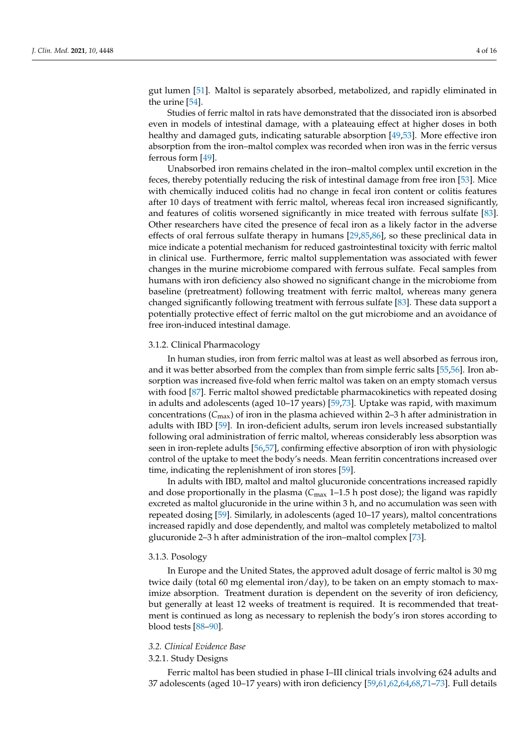gut lumen [51]. Maltol is separately absorbed, metabolized, and rapidly eliminated in the urine [54].

Studies of ferric maltol in rats have demonstrated that the dissociated iron is absorbed even in models of intestinal damage, with a plateauing effect at higher doses in both healthy and damaged guts, indicating saturable absorption [49,53]. More effective iron absorption from the iron–maltol complex was recorded when iron was in the ferric versus ferrous form [49].

Unabsorbed iron remains chelated in the iron–maltol complex until excretion in the feces, thereby potentially reducing the risk of intestinal damage from free iron [53]. Mice with chemically induced colitis had no change in fecal iron content or colitis features after 10 days of treatment with ferric maltol, whereas fecal iron increased significantly, and features of colitis worsened significantly in mice treated with ferrous sulfate [83]. Other researchers have cited the presence of fecal iron as a likely factor in the adverse effects of oral ferrous sulfate therapy in humans [29,85,86], so these preclinical data in mice indicate a potential mechanism for reduced gastrointestinal toxicity with ferric maltol in clinical use. Furthermore, ferric maltol supplementation was associated with fewer changes in the murine microbiome compared with ferrous sulfate. Fecal samples from humans with iron deficiency also showed no significant change in the microbiome from baseline (pretreatment) following treatment with ferric maltol, whereas many genera changed significantly following treatment with ferrous sulfate [83]. These data support a potentially protective effect of ferric maltol on the gut microbiome and an avoidance of free iron-induced intestinal damage.

#### 3.1.2. Clinical Pharmacology

In human studies, iron from ferric maltol was at least as well absorbed as ferrous iron, and it was better absorbed from the complex than from simple ferric salts [55,56]. Iron absorption was increased five-fold when ferric maltol was taken on an empty stomach versus with food [87]. Ferric maltol showed predictable pharmacokinetics with repeated dosing in adults and adolescents (aged 10–17 years) [59,73]. Uptake was rapid, with maximum concentrations ($C_{max}$) of iron in the plasma achieved within 2–3 h after administration in adults with IBD [59]. In iron-deficient adults, serum iron levels increased substantially following oral administration of ferric maltol, whereas considerably less absorption was seen in iron-replete adults [56,57], confirming effective absorption of iron with physiologic control of the uptake to meet the body's needs. Mean ferritin concentrations increased over time, indicating the replenishment of iron stores [59].

In adults with IBD, maltol and maltol glucuronide concentrations increased rapidly and dose proportionally in the plasma ($C_{max}$ 1–1.5 h post dose); the ligand was rapidly excreted as maltol glucuronide in the urine within 3 h, and no accumulation was seen with repeated dosing [59]. Similarly, in adolescents (aged 10–17 years), maltol concentrations increased rapidly and dose dependently, and maltol was completely metabolized to maltol glucuronide 2–3 h after administration of the iron–maltol complex [73].

#### 3.1.3. Posology

In Europe and the United States, the approved adult dosage of ferric maltol is 30 mg twice daily (total 60 mg elemental iron/day), to be taken on an empty stomach to maximize absorption. Treatment duration is dependent on the severity of iron deficiency, but generally at least 12 weeks of treatment is required. It is recommended that treatment is continued as long as necessary to replenish the body's iron stores according to blood tests [88–90].

### *3.2. Clinical Evidence Base*

#### 3.2.1. Study Designs

Ferric maltol has been studied in phase I–III clinical trials involving 624 adults and 37 adolescents (aged 10–17 years) with iron deficiency [59,61,62,64,68,71–73]. Full details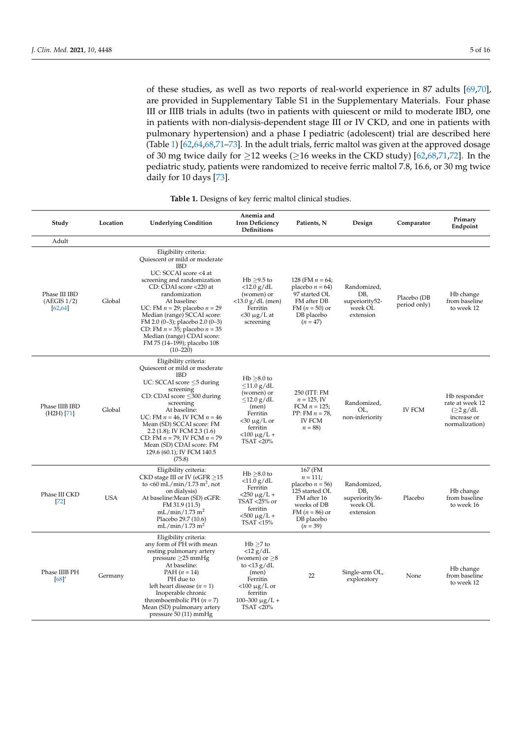of these studies, as well as two reports of real-world experience in 87 adults [69,70], are provided in Supplementary Table S1 in the Supplementary Materials. Four phase III or IIIB trials in adults (two in patients with quiescent or mild to moderate IBD, one in patients with non-dialysis-dependent stage III or IV CKD, and one in patients with pulmonary hypertension) and a phase I pediatric (adolescent) trial are described here (Table 1) [62,64,68,71–73]. In the adult trials, ferric maltol was given at the approved dosage of 30 mg twice daily for ≥12 weeks (≥16 weeks in the CKD study) [62,68,71,72]. In the pediatric study, patients were randomized to receive ferric maltol 7.8, 16.6, or 30 mg twice daily for 10 days [73].

**Table 1.** Designs of key ferric maltol clinical studies.

| Study | Location | Underlying Condition | Anemia and Iron Deficiency Definitions | Patients, N | Design | Comparator | Primary Endpoint |
|---|---|---|---|---|---|---|---|
| Adult | | | | | | | |
| Phase III IBD (AEGIS 1/2) [62,64] | Global | Eligibility criteria: Quiescent or mild or moderate IBD UC: SCCAI score <4 at screening and randomization CD: CDAI score <220 at randomization At baseline: UC: FM $n$ = 29; placebo $n$ = 29 Median (range) SCCAI score: FM 2.0 (0–3); placebo 2.0 (0–3) CD: FM $n$ = 35; placebo $n$ = 35 Median (range) CDAI score: FM 75 (14–199); placebo 108 (10–220) | Hb ≥9.5 to <12.0 g/dL (women) or <13.0 g/dL (men) Ferritin <30 µg/L at screening | 128 (FM $n$ = 64; placebo $n$ = 64) 97 started OL FM after DB FM ($n$ = 50) or DB placebo ($n$ = 47) | Randomized, DB, superiority52-week OL extension | Placebo (DB period only) | Hb change from baseline to week 12 |
| Phase IIIB IBD (H2H) [71] | Global | Eligibility criteria: Quiescent or mild or moderate IBD UC: SCCAI score ≤5 during screening CD: CDAI score ≤300 during screening At baseline: UC: FM $n$ = 46, IV FCM $n$ = 46 Mean (SD) SCCAI score: FM 2.2 (1.8); IV FCM 2.3 (1.6) CD: FM $n$ = 79, IV FCM $n$ = 79 Mean (SD) CDAI score: FM 129.6 (60.1); IV FCM 140.5 (75.8) | Hb ≥8.0 to ≤11.0 g/dL (women) or ≤12.0 g/dL (men) Ferritin <30 µg/L or ferritin <100 µg/L + TSAT <20% | 250 (ITT: FM $n$ = 125, IV FCM $n$ = 125; PP: FM $n$ = 78, IV FCM $n$ = 88) | Randomized, OL, non-inferiority | IV FCM | Hb responder rate at week 12 (≥2 g/dL increase or normalization) |
| Phase III CKD [72] | USA | Eligibility criteria: CKD stage III or IV (eGFR ≥15 to <60 mL/min/1.73 m$^2$, not on dialysis) At baseline:Mean (SD) eGFR: FM 31.9 (11.5) mL/min/1.73 m$^2$ Placebo 29.7 (10.6) mL/min/1.73 m$^2$ | Hb ≥8.0 to <11.0 g/dL Ferritin <250 µg/L + TSAT <25% or ferritin <500 µg/L + TSAT <15% | 167 (FM $n$ = 111; placebo $n$ = 56) 125 started OL FM after 16 weeks of DB FM ($n$ = 86) or DB placebo ($n$ = 39) | Randomized, DB, superiority36-week OL extension | Placebo | Hb change from baseline to week 16 |
| Phase IIIB PH [68]′ | Germany | Eligibility criteria: any form of PH with mean resting pulmonary artery pressure ≥25 mmHg At baseline: PAH ($n$ = 14) PH due to left heart disease ($n$ = 1) Inoperable chronic thromboembolic PH ($n$ = 7) Mean (SD) pulmonary artery pressure 50 (11) mmHg | Hb ≥7 to <12 g/dL (women) or ≥8 to <13 g/dL (men) Ferritin <100 µg/L or ferritin 100–300 µg/L + TSAT <20% | 22 | Single-arm OL, exploratory | None | Hb change from baseline to week 12 |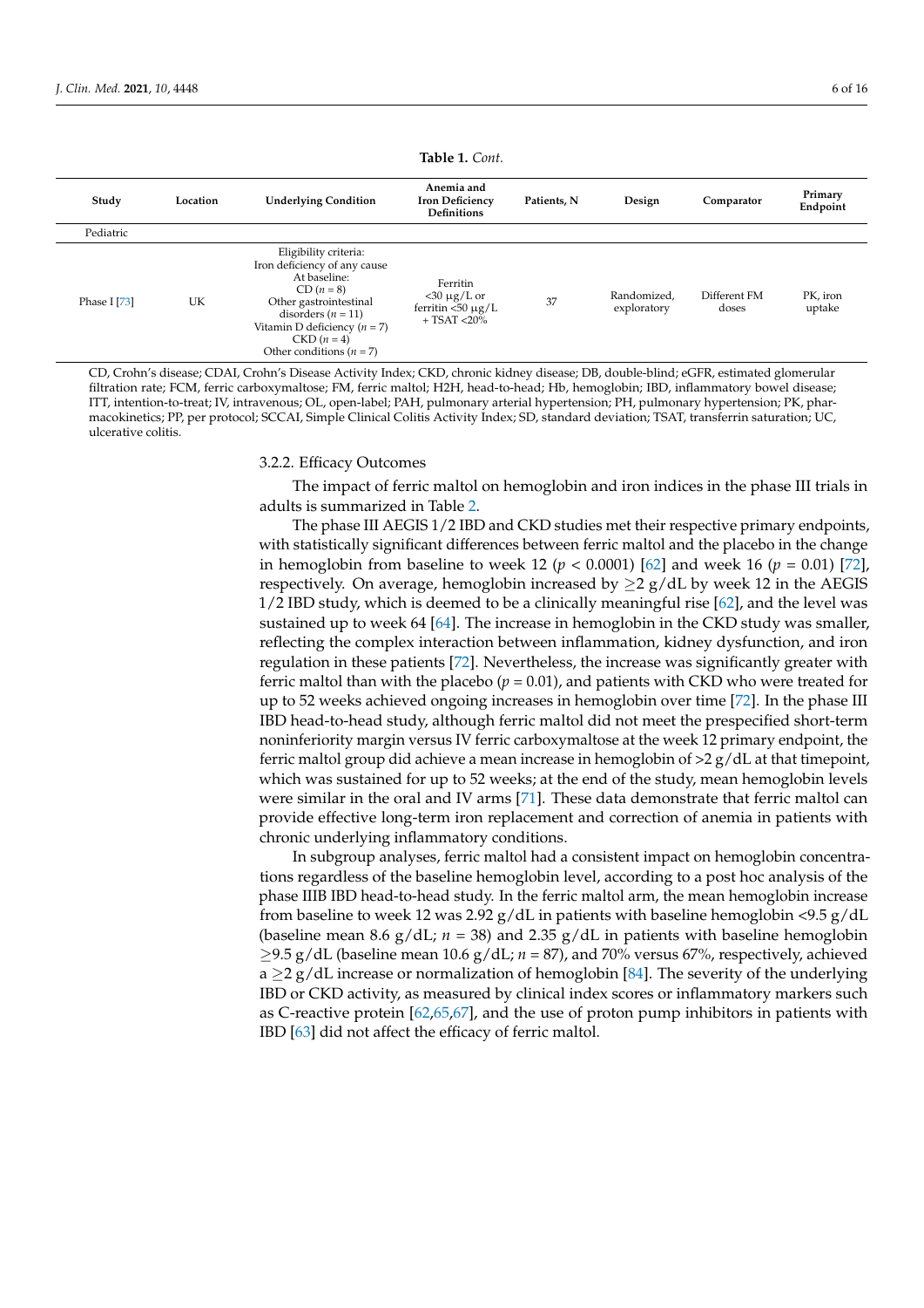**Table 1.** *Cont.*

| Study | Location | Underlying Condition | Anemia and Iron Deficiency Definitions | Patients, N | Design | Comparator | Primary Endpoint |
|---|---|---|---|---|---|---|---|
| Pediatric | | | | | | | |
| Phase I [73] | UK | Eligibility criteria: Iron deficiency of any cause At baseline: CD ($n = 8$) Other gastrointestinal disorders ($n = 11$) Vitamin D deficiency ($n = 7$) CKD ($n = 4$) Other conditions ($n = 7$) | Ferritin <30 µg/L or ferritin <50 µg/L + TSAT <20% | 37 | Randomized, exploratory | Different FM doses | PK, iron uptake |

CD, Crohn's disease; CDAI, Crohn's Disease Activity Index; CKD, chronic kidney disease; DB, double-blind; eGFR, estimated glomerular filtration rate; FCM, ferric carboxymaltose; FM, ferric maltol; H2H, head-to-head; Hb, hemoglobin; IBD, inflammatory bowel disease; ITT, intention-to-treat; IV, intravenous; OL, open-label; PAH, pulmonary arterial hypertension; PH, pulmonary hypertension; PK, pharmacokinetics; PP, per protocol; SCCAI, Simple Clinical Colitis Activity Index; SD, standard deviation; TSAT, transferrin saturation; UC, ulcerative colitis.

#### 3.2.2. Efficacy Outcomes

The impact of ferric maltol on hemoglobin and iron indices in the phase III trials in adults is summarized in Table 2.

The phase III AEGIS 1/2 IBD and CKD studies met their respective primary endpoints, with statistically significant differences between ferric maltol and the placebo in the change in hemoglobin from baseline to week 12 ($p < 0.0001$) [62] and week 16 ($p = 0.01$) [72], respectively. On average, hemoglobin increased by ≥2 g/dL by week 12 in the AEGIS 1/2 IBD study, which is deemed to be a clinically meaningful rise [62], and the level was sustained up to week 64 [64]. The increase in hemoglobin in the CKD study was smaller, reflecting the complex interaction between inflammation, kidney dysfunction, and iron regulation in these patients [72]. Nevertheless, the increase was significantly greater with ferric maltol than with the placebo ($p = 0.01$), and patients with CKD who were treated for up to 52 weeks achieved ongoing increases in hemoglobin over time [72]. In the phase III IBD head-to-head study, although ferric maltol did not meet the prespecified short-term noninferiority margin versus IV ferric carboxymaltose at the week 12 primary endpoint, the ferric maltol group did achieve a mean increase in hemoglobin of >2 g/dL at that timepoint, which was sustained for up to 52 weeks; at the end of the study, mean hemoglobin levels were similar in the oral and IV arms [71]. These data demonstrate that ferric maltol can provide effective long-term iron replacement and correction of anemia in patients with chronic underlying inflammatory conditions.

In subgroup analyses, ferric maltol had a consistent impact on hemoglobin concentrations regardless of the baseline hemoglobin level, according to a post hoc analysis of the phase IIIB IBD head-to-head study. In the ferric maltol arm, the mean hemoglobin increase from baseline to week 12 was 2.92 g/dL in patients with baseline hemoglobin <9.5 g/dL (baseline mean 8.6 g/dL; $n = 38$) and 2.35 g/dL in patients with baseline hemoglobin ≥9.5 g/dL (baseline mean 10.6 g/dL; $n = 87$), and 70% versus 67%, respectively, achieved a ≥2 g/dL increase or normalization of hemoglobin [84]. The severity of the underlying IBD or CKD activity, as measured by clinical index scores or inflammatory markers such as C-reactive protein [62,65,67], and the use of proton pump inhibitors in patients with IBD [63] did not affect the efficacy of ferric maltol.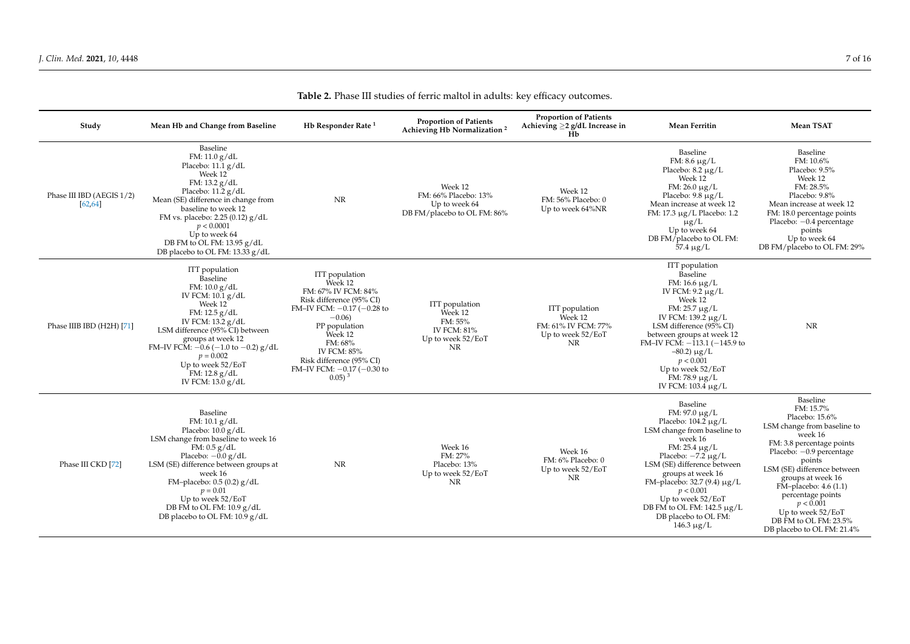**Table 2.** Phase III studies of ferric maltol in adults: key efficacy outcomes.

| Study | Mean Hb and Change from Baseline | Hb Responder Rate [1] | Proportion of Patients Achieving Hb Normalization [2] | Proportion of Patients Achieving ≥2 g/dL Increase in Hb | Mean Ferritin | Mean TSAT |
|---|---|---|---|---|---|---|
| Phase III IBD (AEGIS 1/2) [62,64] | Baseline<br>FM: 11.0 g/dL<br>Placebo: 11.1 g/dL<br>Week 12<br>FM: 13.2 g/dL<br>Placebo: 11.2 g/dL<br>Mean (SE) difference in change from baseline to week 12<br>FM vs. placebo: 2.25 (0.12) g/dL<br>$p < 0.0001$<br>Up to week 64<br>DB FM to OL FM: 13.95 g/dL<br>DB placebo to OL FM: 13.33 g/dL | NR | Week 12<br>FM: 66% Placebo: 13%<br>Up to week 64<br>DB FM/placebo to OL FM: 86% | Week 12<br>FM: 56% Placebo: 0<br>Up to week 64%NR | Baseline<br>FM: 8.6 μg/L<br>Placebo: 8.2 μg/L<br>Week 12<br>FM: 26.0 μg/L<br>Placebo: 9.8 μg/L<br>Mean increase at week 12<br>FM: 17.3 μg/L Placebo: 1.2 μg/L<br>Up to week 64<br>DB FM/placebo to OL FM: 57.4 μg/L | Baseline<br>FM: 10.6%<br>Placebo: 9.5%<br>Week 12<br>FM: 28.5%<br>Placebo: 9.8%<br>Mean increase at week 12<br>FM: 18.0 percentage points<br>Placebo: −0.4 percentage points<br>Up to week 64<br>DB FM/placebo to OL FM: 29% |
| Phase IIIB IBD (H2H) [71] | ITT population<br>Baseline<br>FM: 10.0 g/dL<br>IV FCM: 10.1 g/dL<br>Week 12<br>FM: 12.5 g/dL<br>IV FCM: 13.2 g/dL<br>LSM difference (95% CI) between groups at week 12<br>FM–IV FCM: −0.6 (−1.0 to −0.2) g/dL<br>$p = 0.002$<br>Up to week 52/EoT<br>FM: 12.8 g/dL<br>IV FCM: 13.0 g/dL | ITT population<br>Week 12<br>FM: 67% IV FCM: 84%<br>Risk difference (95% CI)<br>FM–IV FCM: −0.17 (−0.28 to −0.06)<br>PP population<br>Week 12<br>FM: 68%<br>IV FCM: 85%<br>Risk difference (95% CI)<br>FM–IV FCM: −0.17 (−0.30 to 0.05) [3] | ITT population<br>Week 12<br>FM: 55%<br>IV FCM: 81%<br>Up to week 52/EoT<br>NR | ITT population<br>Week 12<br>FM: 61% IV FCM: 77%<br>Up to week 52/EoT<br>NR | ITT population<br>Baseline<br>FM: 16.6 μg/L<br>IV FCM: 9.2 μg/L<br>Week 12<br>FM: 25.7 μg/L<br>IV FCM: 139.2 μg/L<br>LSM difference (95% CI) between groups at week 12<br>FM–IV FCM: −113.1 (−145.9 to −80.2) μg/L<br>$p < 0.001$<br>Up to week 52/EoT<br>FM: 78.9 μg/L<br>IV FCM: 103.4 μg/L | NR |
| Phase III CKD [72] | Baseline<br>FM: 10.1 g/dL<br>Placebo: 10.0 g/dL<br>LSM change from baseline to week 16<br>FM: 0.5 g/dL<br>Placebo: −0.0 g/dL<br>LSM (SE) difference between groups at week 16<br>FM–placebo: 0.5 (0.2) g/dL<br>$p = 0.01$<br>Up to week 52/EoT<br>DB FM to OL FM: 10.9 g/dL<br>DB placebo to OL FM: 10.9 g/dL | NR | Week 16<br>FM: 27%<br>Placebo: 13%<br>Up to week 52/EoT<br>NR | Week 16<br>FM: 6% Placebo: 0<br>Up to week 52/EoT<br>NR | Baseline<br>FM: 97.0 μg/L<br>Placebo: 104.2 μg/L<br>LSM change from baseline to week 16<br>FM: 25.4 μg/L<br>Placebo: −7.2 μg/L<br>LSM (SE) difference between groups at week 16<br>FM–placebo: 32.7 (9.4) μg/L<br>$p < 0.001$<br>Up to week 52/EoT<br>DB FM to OL FM: 142.5 μg/L<br>DB placebo to OL FM: 146.3 μg/L | Baseline<br>FM: 15.7%<br>Placebo: 15.6%<br>LSM change from baseline to week 16<br>FM: 3.8 percentage points<br>Placebo: −0.9 percentage points<br>LSM (SE) difference between groups at week 16<br>FM–placebo: 4.6 (1.1) percentage points<br>$p < 0.001$<br>Up to week 52/EoT<br>DB FM to OL FM: 23.5%<br>DB placebo to OL FM: 21.4% |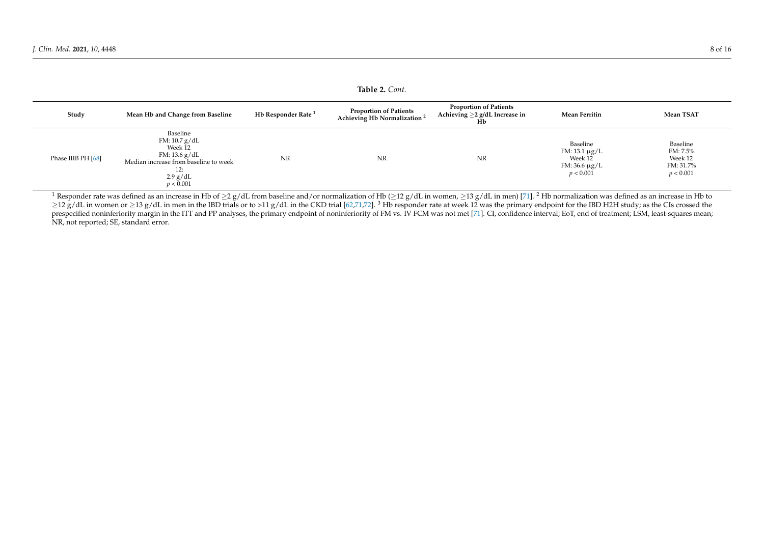**Table 2.** *Cont.*

| Study | Mean Hb and Change from Baseline | Hb Responder Rate [1] | Proportion of Patients Achieving Hb Normalization [2] | Proportion of Patients Achieving ≥2 g/dL Increase in Hb | Mean Ferritin | Mean TSAT |
|---|---|---|---|---|---|---|
| Phase IIIB PH [68] | Baseline<br>FM: 10.7 g/dL<br>Week 12<br>FM: 13.6 g/dL<br>Median increase from baseline to week 12:<br>2.9 g/dL<br>$p < 0.001$ | NR | NR | NR | Baseline<br>FM: 13.1 μg/L<br>Week 12<br>FM: 36.6 μg/L<br>$p < 0.001$ | Baseline<br>FM: 7.5%<br>Week 12<br>FM: 31.7%<br>$p < 0.001$ |

[1] Responder rate was defined as an increase in Hb of ≥2 g/dL from baseline and/or normalization of Hb (≥12 g/dL in women, ≥13 g/dL in men) [71]. [2] Hb normalization was defined as an increase in Hb to ≥12 g/dL in women or ≥13 g/dL in men in the IBD trials or to >11 g/dL in the CKD trial [62,71,72]. [3] Hb responder rate at week 12 was the primary endpoint for the IBD H2H study; as the CIs crossed the prespecified noninferiority margin in the ITT and PP analyses, the primary endpoint of noninferiority of FM vs. IV FCM was not met [71]. CI, confidence interval; EoT, end of treatment; LSM, least-squares mean; NR, not reported; SE, standard error.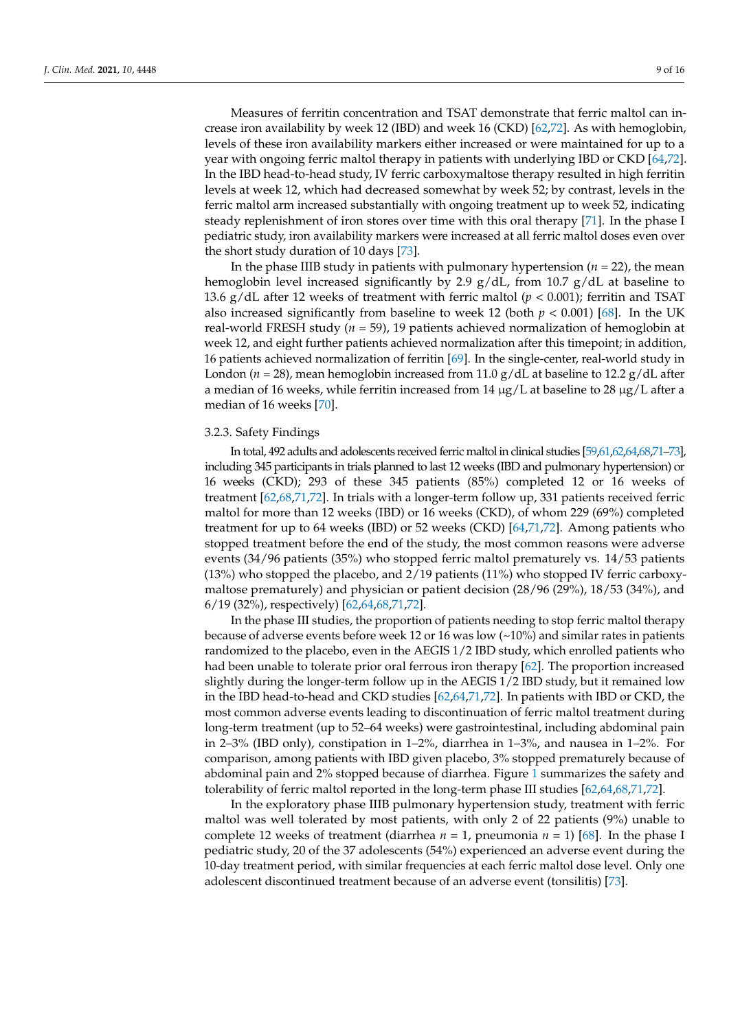Measures of ferritin concentration and TSAT demonstrate that ferric maltol can increase iron availability by week 12 (IBD) and week 16 (CKD) [62,72]. As with hemoglobin, levels of these iron availability markers either increased or were maintained for up to a year with ongoing ferric maltol therapy in patients with underlying IBD or CKD [64,72]. In the IBD head-to-head study, IV ferric carboxymaltose therapy resulted in high ferritin levels at week 12, which had decreased somewhat by week 52; by contrast, levels in the ferric maltol arm increased substantially with ongoing treatment up to week 52, indicating steady replenishment of iron stores over time with this oral therapy [71]. In the phase I pediatric study, iron availability markers were increased at all ferric maltol doses even over the short study duration of 10 days [73].

In the phase IIIB study in patients with pulmonary hypertension ($n = 22$), the mean hemoglobin level increased significantly by 2.9 g/dL, from 10.7 g/dL at baseline to 13.6 g/dL after 12 weeks of treatment with ferric maltol ($p < 0.001$); ferritin and TSAT also increased significantly from baseline to week 12 (both $p < 0.001$) [68]. In the UK real-world FRESH study ($n = 59$), 19 patients achieved normalization of hemoglobin at week 12, and eight further patients achieved normalization after this timepoint; in addition, 16 patients achieved normalization of ferritin [69]. In the single-center, real-world study in London ($n = 28$), mean hemoglobin increased from 11.0 g/dL at baseline to 12.2 g/dL after a median of 16 weeks, while ferritin increased from 14 µg/L at baseline to 28 µg/L after a median of 16 weeks [70].

### 3.2.3. Safety Findings

In total, 492 adults and adolescents received ferric maltol in clinical studies [59,61,62,64,68,71–73], including 345 participants in trials planned to last 12 weeks (IBD and pulmonary hypertension) or 16 weeks (CKD); 293 of these 345 patients (85%) completed 12 or 16 weeks of treatment [62,68,71,72]. In trials with a longer-term follow up, 331 patients received ferric maltol for more than 12 weeks (IBD) or 16 weeks (CKD), of whom 229 (69%) completed treatment for up to 64 weeks (IBD) or 52 weeks (CKD) [64,71,72]. Among patients who stopped treatment before the end of the study, the most common reasons were adverse events (34/96 patients (35%) who stopped ferric maltol prematurely vs. 14/53 patients (13%) who stopped the placebo, and 2/19 patients (11%) who stopped IV ferric carboxymaltose prematurely) and physician or patient decision (28/96 (29%), 18/53 (34%), and 6/19 (32%), respectively) [62,64,68,71,72].

In the phase III studies, the proportion of patients needing to stop ferric maltol therapy because of adverse events before week 12 or 16 was low (~10%) and similar rates in patients randomized to the placebo, even in the AEGIS 1/2 IBD study, which enrolled patients who had been unable to tolerate prior oral ferrous iron therapy [62]. The proportion increased slightly during the longer-term follow up in the AEGIS 1/2 IBD study, but it remained low in the IBD head-to-head and CKD studies [62,64,71,72]. In patients with IBD or CKD, the most common adverse events leading to discontinuation of ferric maltol treatment during long-term treatment (up to 52–64 weeks) were gastrointestinal, including abdominal pain in 2–3% (IBD only), constipation in 1–2%, diarrhea in 1–3%, and nausea in 1–2%. For comparison, among patients with IBD given placebo, 3% stopped prematurely because of abdominal pain and 2% stopped because of diarrhea. Figure 1 summarizes the safety and tolerability of ferric maltol reported in the long-term phase III studies [62,64,68,71,72].

In the exploratory phase IIIB pulmonary hypertension study, treatment with ferric maltol was well tolerated by most patients, with only 2 of 22 patients (9%) unable to complete 12 weeks of treatment (diarrhea $n = 1$, pneumonia $n = 1$) [68]. In the phase I pediatric study, 20 of the 37 adolescents (54%) experienced an adverse event during the 10-day treatment period, with similar frequencies at each ferric maltol dose level. Only one adolescent discontinued treatment because of an adverse event (tonsilitis) [73].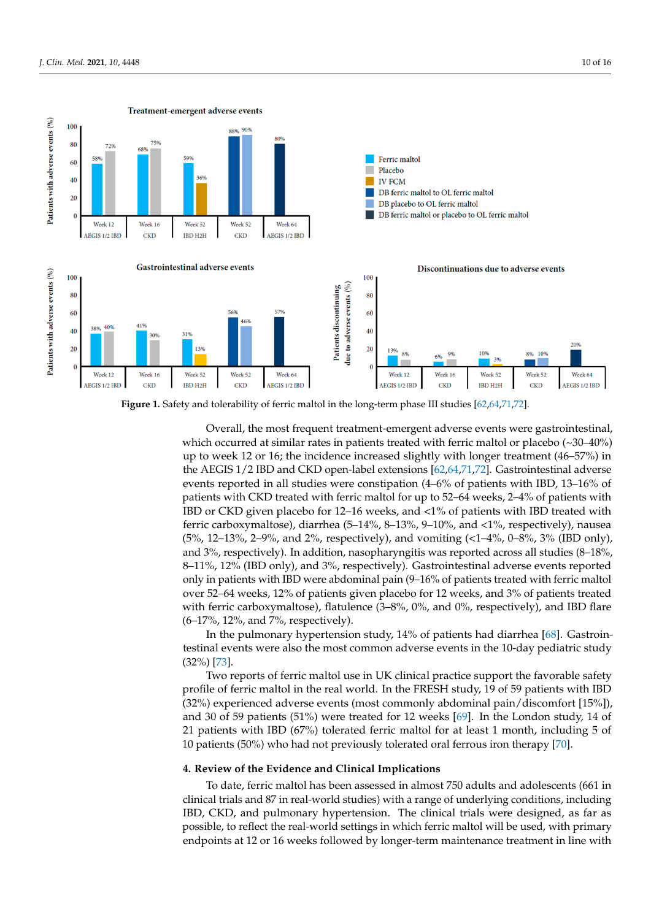**Figure 1.** Safety and tolerability of ferric maltol in the long-term phase III studies [62,64,71,72].

Overall, the most frequent treatment-emergent adverse events were gastrointestinal, which occurred at similar rates in patients treated with ferric maltol or placebo (~30–40%) up to week 12 or 16; the incidence increased slightly with longer treatment (46–57%) in the AEGIS 1/2 IBD and CKD open-label extensions [62,64,71,72]. Gastrointestinal adverse events reported in all studies were constipation (4–6% of patients with IBD, 13–16% of patients with CKD treated with ferric maltol for up to 52–64 weeks, 2–4% of patients with IBD or CKD given placebo for 12–16 weeks, and <1% of patients with IBD treated with ferric carboxymaltose), diarrhea (5–14%, 8–13%, 9–10%, and <1%, respectively), nausea (5%, 12–13%, 2–9%, and 2%, respectively), and vomiting (<1–4%, 0–8%, 3% (IBD only), and 3%, respectively). In addition, nasopharyngitis was reported across all studies (8–18%, 8–11%, 12% (IBD only), and 3%, respectively). Gastrointestinal adverse events reported only in patients with IBD were abdominal pain (9–16% of patients treated with ferric maltol over 52–64 weeks, 12% of patients given placebo for 12 weeks, and 3% of patients treated with ferric carboxymaltose), flatulence (3–8%, 0%, and 0%, respectively), and IBD flare (6–17%, 12%, and 7%, respectively).

In the pulmonary hypertension study, 14% of patients had diarrhea [68]. Gastrointestinal events were also the most common adverse events in the 10-day pediatric study (32%) [73].

Two reports of ferric maltol use in UK clinical practice support the favorable safety profile of ferric maltol in the real world. In the FRESH study, 19 of 59 patients with IBD (32%) experienced adverse events (most commonly abdominal pain/discomfort [15%]), and 30 of 59 patients (51%) were treated for 12 weeks [69]. In the London study, 14 of 21 patients with IBD (67%) tolerated ferric maltol for at least 1 month, including 5 of 10 patients (50%) who had not previously tolerated oral ferrous iron therapy [70].

## 4. Review of the Evidence and Clinical Implications

To date, ferric maltol has been assessed in almost 750 adults and adolescents (661 in clinical trials and 87 in real-world studies) with a range of underlying conditions, including IBD, CKD, and pulmonary hypertension. The clinical trials were designed, as far as possible, to reflect the real-world settings in which ferric maltol will be used, with primary endpoints at 12 or 16 weeks followed by longer-term maintenance treatment in line with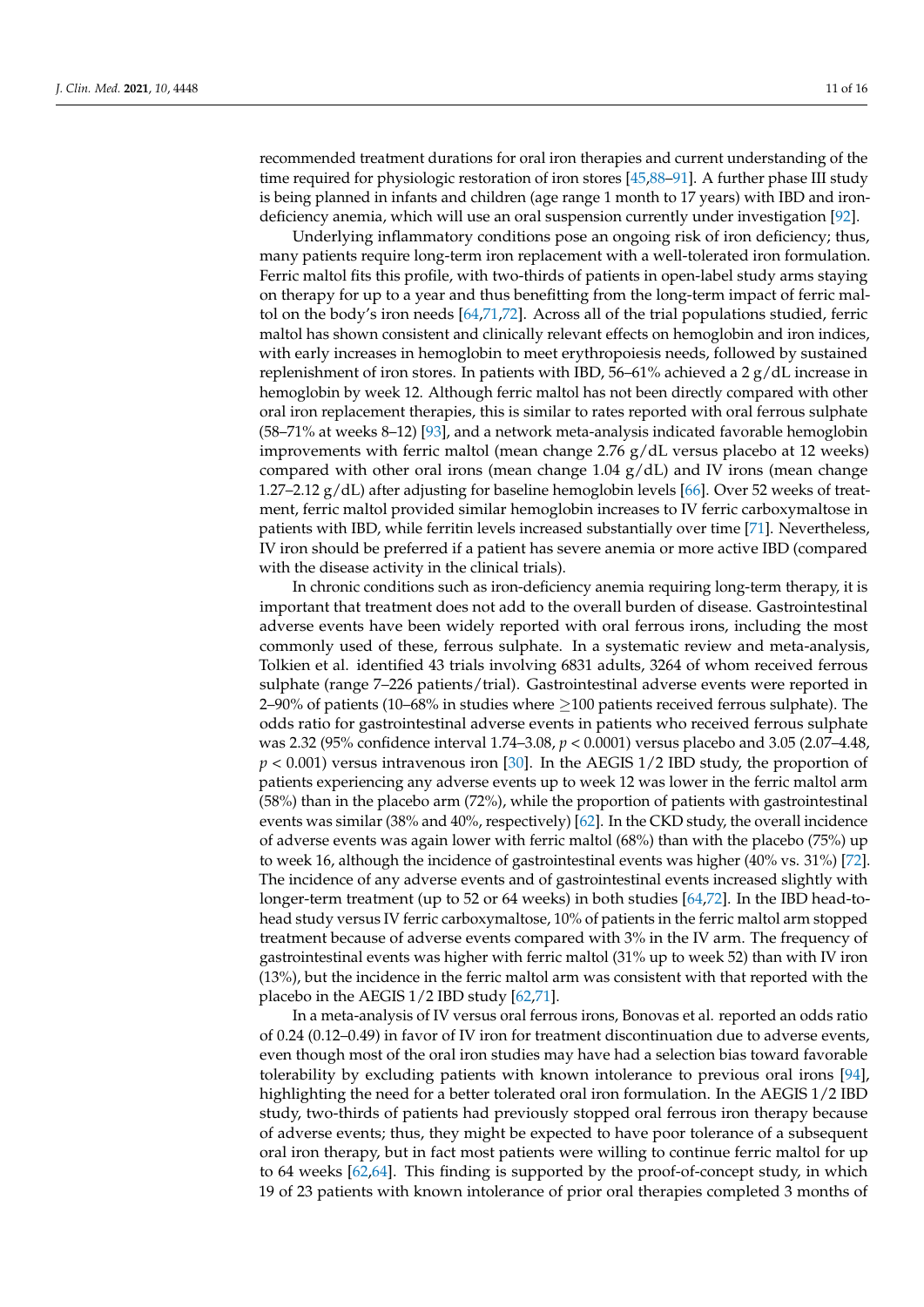recommended treatment durations for oral iron therapies and current understanding of the time required for physiologic restoration of iron stores [45,88–91]. A further phase III study is being planned in infants and children (age range 1 month to 17 years) with IBD and iron-deficiency anemia, which will use an oral suspension currently under investigation [92].

Underlying inflammatory conditions pose an ongoing risk of iron deficiency; thus, many patients require long-term iron replacement with a well-tolerated iron formulation. Ferric maltol fits this profile, with two-thirds of patients in open-label study arms staying on therapy for up to a year and thus benefitting from the long-term impact of ferric maltol on the body's iron needs [64,71,72]. Across all of the trial populations studied, ferric maltol has shown consistent and clinically relevant effects on hemoglobin and iron indices, with early increases in hemoglobin to meet erythropoiesis needs, followed by sustained replenishment of iron stores. In patients with IBD, 56–61% achieved a 2 g/dL increase in hemoglobin by week 12. Although ferric maltol has not been directly compared with other oral iron replacement therapies, this is similar to rates reported with oral ferrous sulphate (58–71% at weeks 8–12) [93], and a network meta-analysis indicated favorable hemoglobin improvements with ferric maltol (mean change 2.76 g/dL versus placebo at 12 weeks) compared with other oral irons (mean change 1.04 g/dL) and IV irons (mean change 1.27–2.12 g/dL) after adjusting for baseline hemoglobin levels [66]. Over 52 weeks of treatment, ferric maltol provided similar hemoglobin increases to IV ferric carboxymaltose in patients with IBD, while ferritin levels increased substantially over time [71]. Nevertheless, IV iron should be preferred if a patient has severe anemia or more active IBD (compared with the disease activity in the clinical trials).

In chronic conditions such as iron-deficiency anemia requiring long-term therapy, it is important that treatment does not add to the overall burden of disease. Gastrointestinal adverse events have been widely reported with oral ferrous irons, including the most commonly used of these, ferrous sulphate. In a systematic review and meta-analysis, Tolkien et al. identified 43 trials involving 6831 adults, 3264 of whom received ferrous sulphate (range 7–226 patients/trial). Gastrointestinal adverse events were reported in 2–90% of patients (10–68% in studies where ≥100 patients received ferrous sulphate). The odds ratio for gastrointestinal adverse events in patients who received ferrous sulphate was 2.32 (95% confidence interval 1.74–3.08, $p < 0.0001$) versus placebo and 3.05 (2.07–4.48, $p < 0.001$) versus intravenous iron [30]. In the AEGIS 1/2 IBD study, the proportion of patients experiencing any adverse events up to week 12 was lower in the ferric maltol arm (58%) than in the placebo arm (72%), while the proportion of patients with gastrointestinal events was similar (38% and 40%, respectively) [62]. In the CKD study, the overall incidence of adverse events was again lower with ferric maltol (68%) than with the placebo (75%) up to week 16, although the incidence of gastrointestinal events was higher (40% vs. 31%) [72]. The incidence of any adverse events and of gastrointestinal events increased slightly with longer-term treatment (up to 52 or 64 weeks) in both studies [64,72]. In the IBD head-to-head study versus IV ferric carboxymaltose, 10% of patients in the ferric maltol arm stopped treatment because of adverse events compared with 3% in the IV arm. The frequency of gastrointestinal events was higher with ferric maltol (31% up to week 52) than with IV iron (13%), but the incidence in the ferric maltol arm was consistent with that reported with the placebo in the AEGIS 1/2 IBD study [62,71].

In a meta-analysis of IV versus oral ferrous irons, Bonovas et al. reported an odds ratio of 0.24 (0.12–0.49) in favor of IV iron for treatment discontinuation due to adverse events, even though most of the oral iron studies may have had a selection bias toward favorable tolerability by excluding patients with known intolerance to previous oral irons [94], highlighting the need for a better tolerated oral iron formulation. In the AEGIS 1/2 IBD study, two-thirds of patients had previously stopped oral ferrous iron therapy because of adverse events; thus, they might be expected to have poor tolerance of a subsequent oral iron therapy, but in fact most patients were willing to continue ferric maltol for up to 64 weeks [62,64]. This finding is supported by the proof-of-concept study, in which 19 of 23 patients with known intolerance of prior oral therapies completed 3 months of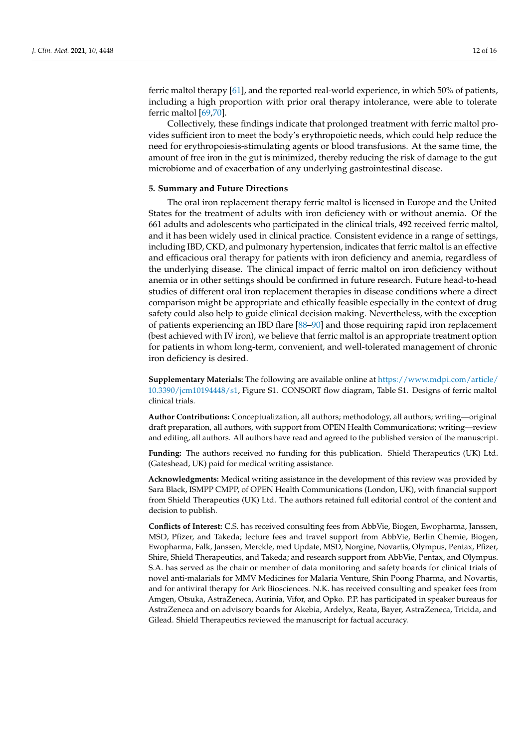ferric maltol therapy [61], and the reported real-world experience, in which 50% of patients, including a high proportion with prior oral therapy intolerance, were able to tolerate ferric maltol [69,70].

Collectively, these findings indicate that prolonged treatment with ferric maltol provides sufficient iron to meet the body's erythropoietic needs, which could help reduce the need for erythropoiesis-stimulating agents or blood transfusions. At the same time, the amount of free iron in the gut is minimized, thereby reducing the risk of damage to the gut microbiome and of exacerbation of any underlying gastrointestinal disease.

## 5. Summary and Future Directions

The oral iron replacement therapy ferric maltol is licensed in Europe and the United States for the treatment of adults with iron deficiency with or without anemia. Of the 661 adults and adolescents who participated in the clinical trials, 492 received ferric maltol, and it has been widely used in clinical practice. Consistent evidence in a range of settings, including IBD, CKD, and pulmonary hypertension, indicates that ferric maltol is an effective and efficacious oral therapy for patients with iron deficiency and anemia, regardless of the underlying disease. The clinical impact of ferric maltol on iron deficiency without anemia or in other settings should be confirmed in future research. Future head-to-head studies of different oral iron replacement therapies in disease conditions where a direct comparison might be appropriate and ethically feasible especially in the context of drug safety could also help to guide clinical decision making. Nevertheless, with the exception of patients experiencing an IBD flare [88–90] and those requiring rapid iron replacement (best achieved with IV iron), we believe that ferric maltol is an appropriate treatment option for patients in whom long-term, convenient, and well-tolerated management of chronic iron deficiency is desired.

**Supplementary Materials:** The following are available online at https://www.mdpi.com/article/10.3390/jcm10194448/s1, Figure S1. CONSORT flow diagram, Table S1. Designs of ferric maltol clinical trials.

**Author Contributions:** Conceptualization, all authors; methodology, all authors; writing—original draft preparation, all authors, with support from OPEN Health Communications; writing—review and editing, all authors. All authors have read and agreed to the published version of the manuscript.

**Funding:** The authors received no funding for this publication. Shield Therapeutics (UK) Ltd. (Gateshead, UK) paid for medical writing assistance.

**Acknowledgments:** Medical writing assistance in the development of this review was provided by Sara Black, ISMPP CMPP, of OPEN Health Communications (London, UK), with financial support from Shield Therapeutics (UK) Ltd. The authors retained full editorial control of the content and decision to publish.

**Conflicts of Interest:** C.S. has received consulting fees from AbbVie, Biogen, Ewopharma, Janssen, MSD, Pfizer, and Takeda; lecture fees and travel support from AbbVie, Berlin Chemie, Biogen, Ewopharma, Falk, Janssen, Merckle, med Update, MSD, Norgine, Novartis, Olympus, Pentax, Pfizer, Shire, Shield Therapeutics, and Takeda; and research support from AbbVie, Pentax, and Olympus. S.A. has served as the chair or member of data monitoring and safety boards for clinical trials of novel anti-malarials for MMV Medicines for Malaria Venture, Shin Poong Pharma, and Novartis, and for antiviral therapy for Ark Biosciences. N.K. has received consulting and speaker fees from Amgen, Otsuka, AstraZeneca, Aurinia, Vifor, and Opko. P.P. has participated in speaker bureaus for AstraZeneca and on advisory boards for Akebia, Ardelyx, Reata, Bayer, AstraZeneca, Tricida, and Gilead. Shield Therapeutics reviewed the manuscript for factual accuracy.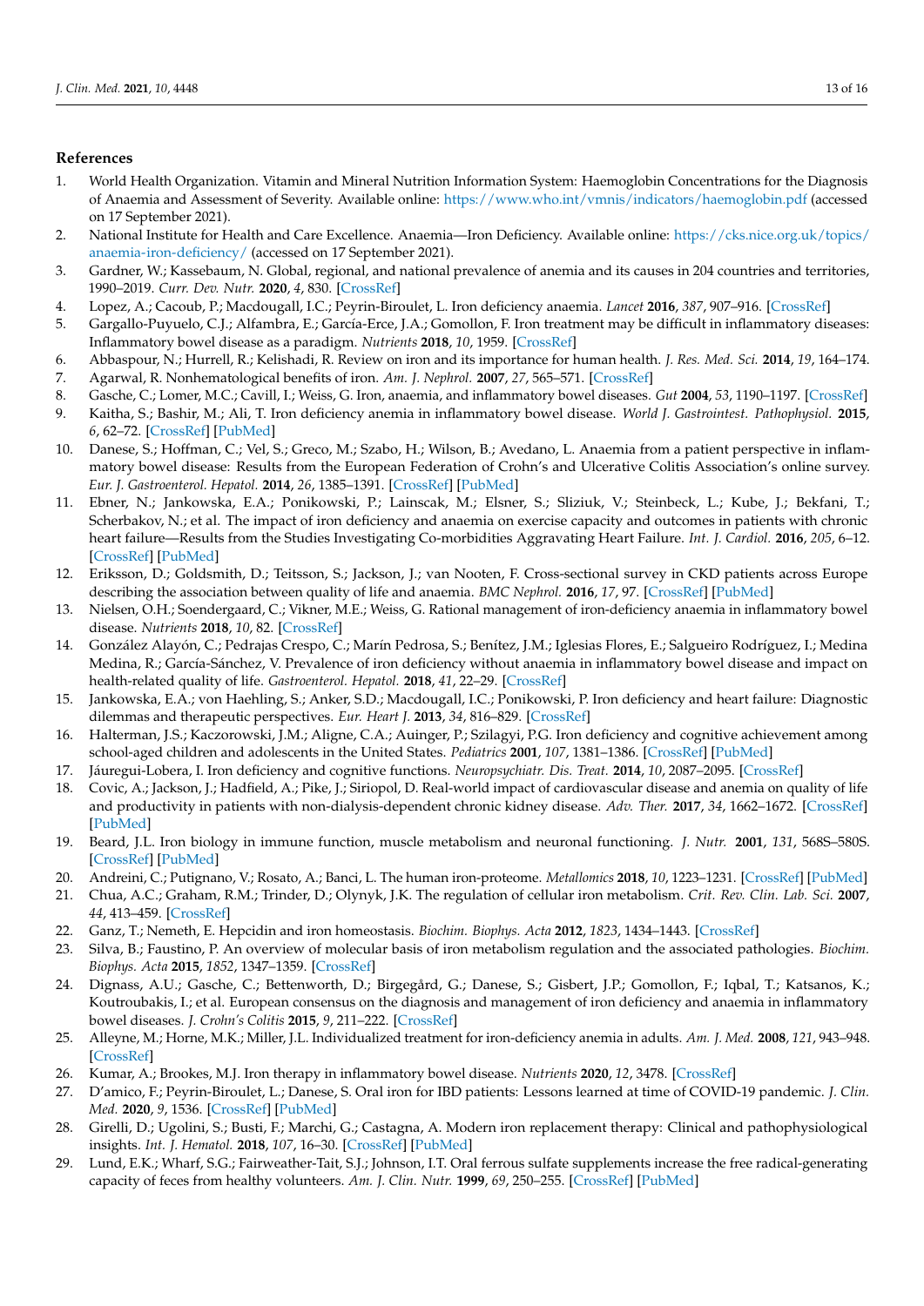## References

1. World Health Organization. Vitamin and Mineral Nutrition Information System: Haemoglobin Concentrations for the Diagnosis of Anaemia and Assessment of Severity. Available online: https://www.who.int/vmnis/indicators/haemoglobin.pdf (accessed on 17 September 2021).
2. National Institute for Health and Care Excellence. Anaemia—Iron Deficiency. Available online: https://cks.nice.org.uk/topics/anaemia-iron-deficiency/ (accessed on 17 September 2021).
3. Gardner, W.; Kassebaum, N. Global, regional, and national prevalence of anemia and its causes in 204 countries and territories, 1990–2019. *Curr. Dev. Nutr.* **2020**, *4*, 830. [CrossRef]
4. Lopez, A.; Cacoub, P.; Macdougall, I.C.; Peyrin-Biroulet, L. Iron deficiency anaemia. *Lancet* **2016**, *387*, 907–916. [CrossRef]
5. Gargallo-Puyuelo, C.J.; Alfambra, E.; García-Erce, J.A.; Gomollon, F. Iron treatment may be difficult in inflammatory diseases: Inflammatory bowel disease as a paradigm. *Nutrients* **2018**, *10*, 1959. [CrossRef]
6. Abbaspour, N.; Hurrell, R.; Kelishadi, R. Review on iron and its importance for human health. *J. Res. Med. Sci.* **2014**, *19*, 164–174.
7. Agarwal, R. Nonhematological benefits of iron. *Am. J. Nephrol.* **2007**, *27*, 565–571. [CrossRef]
8. Gasche, C.; Lomer, M.C.; Cavill, I.; Weiss, G. Iron, anaemia, and inflammatory bowel diseases. *Gut* **2004**, *53*, 1190–1197. [CrossRef]
9. Kaitha, S.; Bashir, M.; Ali, T. Iron deficiency anemia in inflammatory bowel disease. *World J. Gastrointest. Pathophysiol.* **2015**, *6*, 62–72. [CrossRef] [PubMed]
10. Danese, S.; Hoffman, C.; Vel, S.; Greco, M.; Szabo, H.; Wilson, B.; Avedano, L. Anaemia from a patient perspective in inflammatory bowel disease: Results from the European Federation of Crohn's and Ulcerative Colitis Association's online survey. *Eur. J. Gastroenterol. Hepatol.* **2014**, *26*, 1385–1391. [CrossRef] [PubMed]
11. Ebner, N.; Jankowska, E.A.; Ponikowski, P.; Lainscak, M.; Elsner, S.; Sliziuk, V.; Steinbeck, L.; Kube, J.; Bekfani, T.; Scherbakov, N.; et al. The impact of iron deficiency and anaemia on exercise capacity and outcomes in patients with chronic heart failure—Results from the Studies Investigating Co-morbidities Aggravating Heart Failure. *Int. J. Cardiol.* **2016**, *205*, 6–12. [CrossRef] [PubMed]
12. Eriksson, D.; Goldsmith, D.; Teitsson, S.; Jackson, J.; van Nooten, F. Cross-sectional survey in CKD patients across Europe describing the association between quality of life and anaemia. *BMC Nephrol.* **2016**, *17*, 97. [CrossRef] [PubMed]
13. Nielsen, O.H.; Soendergaard, C.; Vikner, M.E.; Weiss, G. Rational management of iron-deficiency anaemia in inflammatory bowel disease. *Nutrients* **2018**, *10*, 82. [CrossRef]
14. González Alayón, C.; Pedrajas Crespo, C.; Marín Pedrosa, S.; Benítez, J.M.; Iglesias Flores, E.; Salgueiro Rodríguez, I.; Medina Medina, R.; García-Sánchez, V. Prevalence of iron deficiency without anaemia in inflammatory bowel disease and impact on health-related quality of life. *Gastroenterol. Hepatol.* **2018**, *41*, 22–29. [CrossRef]
15. Jankowska, E.A.; von Haehling, S.; Anker, S.D.; Macdougall, I.C.; Ponikowski, P. Iron deficiency and heart failure: Diagnostic dilemmas and therapeutic perspectives. *Eur. Heart J.* **2013**, *34*, 816–829. [CrossRef]
16. Halterman, J.S.; Kaczorowski, J.M.; Aligne, C.A.; Auinger, P.; Szilagyi, P.G. Iron deficiency and cognitive achievement among school-aged children and adolescents in the United States. *Pediatrics* **2001**, *107*, 1381–1386. [CrossRef] [PubMed]
17. Jáuregui-Lobera, I. Iron deficiency and cognitive functions. *Neuropsychiatr. Dis. Treat.* **2014**, *10*, 2087–2095. [CrossRef]
18. Covic, A.; Jackson, J.; Hadfield, A.; Pike, J.; Siriopol, D. Real-world impact of cardiovascular disease and anemia on quality of life and productivity in patients with non-dialysis-dependent chronic kidney disease. *Adv. Ther.* **2017**, *34*, 1662–1672. [CrossRef] [PubMed]
19. Beard, J.L. Iron biology in immune function, muscle metabolism and neuronal functioning. *J. Nutr.* **2001**, *131*, 568S–580S. [CrossRef] [PubMed]
20. Andreini, C.; Putignano, V.; Rosato, A.; Banci, L. The human iron-proteome. *Metallomics* **2018**, *10*, 1223–1231. [CrossRef] [PubMed]
21. Chua, A.C.; Graham, R.M.; Trinder, D.; Olynyk, J.K. The regulation of cellular iron metabolism. *Crit. Rev. Clin. Lab. Sci.* **2007**, *44*, 413–459. [CrossRef]
22. Ganz, T.; Nemeth, E. Hepcidin and iron homeostasis. *Biochim. Biophys. Acta* **2012**, *1823*, 1434–1443. [CrossRef]
23. Silva, B.; Faustino, P. An overview of molecular basis of iron metabolism regulation and the associated pathologies. *Biochim. Biophys. Acta* **2015**, *1852*, 1347–1359. [CrossRef]
24. Dignass, A.U.; Gasche, C.; Bettenworth, D.; Birgegård, G.; Danese, S.; Gisbert, J.P.; Gomollon, F.; Iqbal, T.; Katsanos, K.; Koutroubakis, I.; et al. European consensus on the diagnosis and management of iron deficiency and anaemia in inflammatory bowel diseases. *J. Crohn's Colitis* **2015**, *9*, 211–222. [CrossRef]
25. Alleyne, M.; Horne, M.K.; Miller, J.L. Individualized treatment for iron-deficiency anemia in adults. *Am. J. Med.* **2008**, *121*, 943–948. [CrossRef]
26. Kumar, A.; Brookes, M.J. Iron therapy in inflammatory bowel disease. *Nutrients* **2020**, *12*, 3478. [CrossRef]
27. D'amico, F.; Peyrin-Biroulet, L.; Danese, S. Oral iron for IBD patients: Lessons learned at time of COVID-19 pandemic. *J. Clin. Med.* **2020**, *9*, 1536. [CrossRef] [PubMed]
28. Girelli, D.; Ugolini, S.; Busti, F.; Marchi, G.; Castagna, A. Modern iron replacement therapy: Clinical and pathophysiological insights. *Int. J. Hematol.* **2018**, *107*, 16–30. [CrossRef] [PubMed]
29. Lund, E.K.; Wharf, S.G.; Fairweather-Tait, S.J.; Johnson, I.T. Oral ferrous sulfate supplements increase the free radical-generating capacity of feces from healthy volunteers. *Am. J. Clin. Nutr.* **1999**, *69*, 250–255. [CrossRef] [PubMed]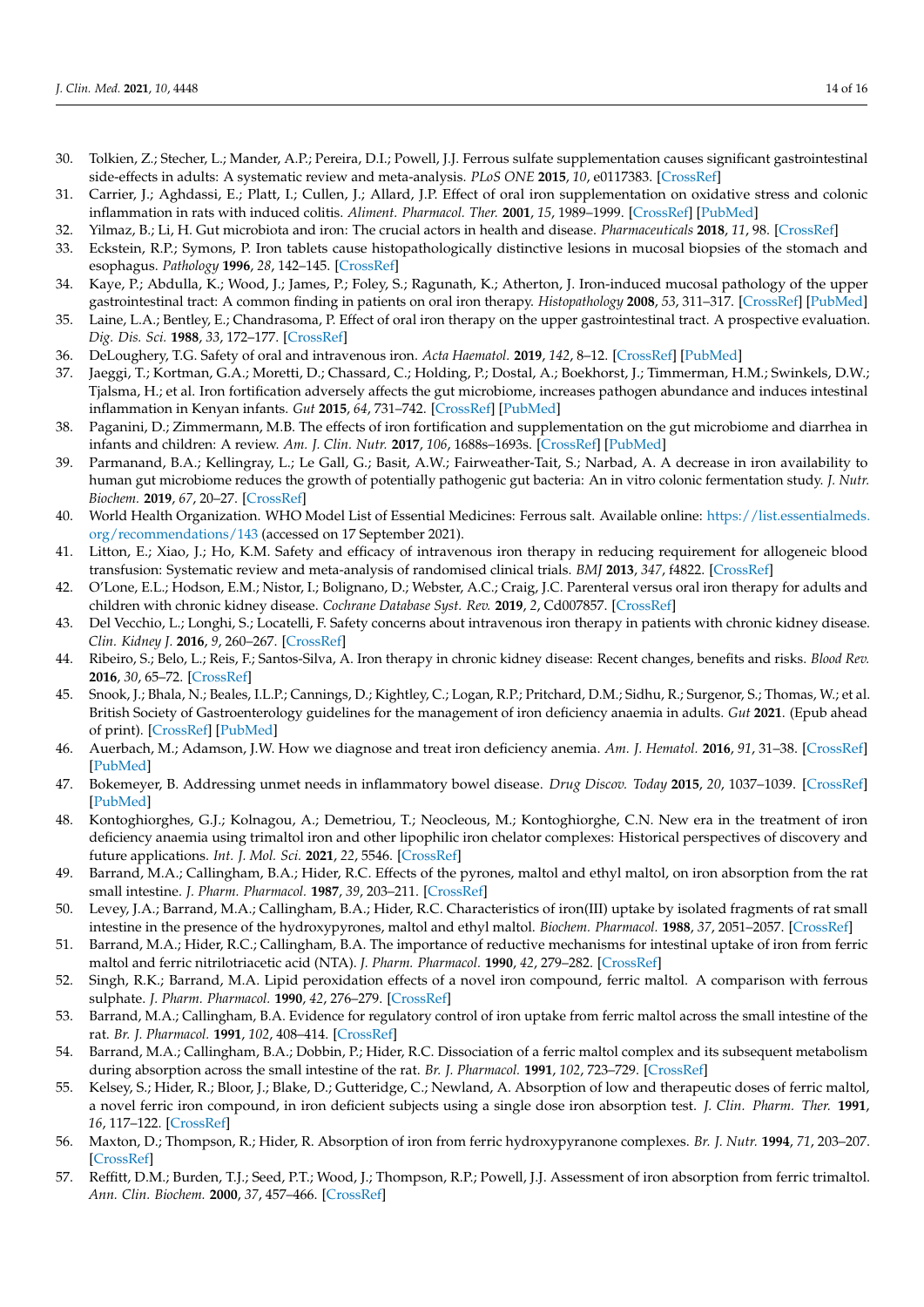30. Tolkien, Z.; Stecher, L.; Mander, A.P.; Pereira, D.I.; Powell, J.J. Ferrous sulfate supplementation causes significant gastrointestinal side-effects in adults: A systematic review and meta-analysis. *PLoS ONE* **2015**, *10*, e0117383. [CrossRef]
31. Carrier, J.; Aghdassi, E.; Platt, I.; Cullen, J.; Allard, J.P. Effect of oral iron supplementation on oxidative stress and colonic inflammation in rats with induced colitis. *Aliment. Pharmacol. Ther.* **2001**, *15*, 1989–1999. [CrossRef] [PubMed]
32. Yilmaz, B.; Li, H. Gut microbiota and iron: The crucial actors in health and disease. *Pharmaceuticals* **2018**, *11*, 98. [CrossRef]
33. Eckstein, R.P.; Symons, P. Iron tablets cause histopathologically distinctive lesions in mucosal biopsies of the stomach and esophagus. *Pathology* **1996**, *28*, 142–145. [CrossRef]
34. Kaye, P.; Abdulla, K.; Wood, J.; James, P.; Foley, S.; Ragunath, K.; Atherton, J. Iron-induced mucosal pathology of the upper gastrointestinal tract: A common finding in patients on oral iron therapy. *Histopathology* **2008**, *53*, 311–317. [CrossRef] [PubMed]
35. Laine, L.A.; Bentley, E.; Chandrasoma, P. Effect of oral iron therapy on the upper gastrointestinal tract. A prospective evaluation. *Dig. Dis. Sci.* **1988**, *33*, 172–177. [CrossRef]
36. DeLoughery, T.G. Safety of oral and intravenous iron. *Acta Haematol.* **2019**, *142*, 8–12. [CrossRef] [PubMed]
37. Jaeggi, T.; Kortman, G.A.; Moretti, D.; Chassard, C.; Holding, P.; Dostal, A.; Boekhorst, J.; Timmerman, H.M.; Swinkels, D.W.; Tjalsma, H.; et al. Iron fortification adversely affects the gut microbiome, increases pathogen abundance and induces intestinal inflammation in Kenyan infants. *Gut* **2015**, *64*, 731–742. [CrossRef] [PubMed]
38. Paganini, D.; Zimmermann, M.B. The effects of iron fortification and supplementation on the gut microbiome and diarrhea in infants and children: A review. *Am. J. Clin. Nutr.* **2017**, *106*, 1688s–1693s. [CrossRef] [PubMed]
39. Parmanand, B.A.; Kellingray, L.; Le Gall, G.; Basit, A.W.; Fairweather-Tait, S.; Narbad, A. A decrease in iron availability to human gut microbiome reduces the growth of potentially pathogenic gut bacteria: An in vitro colonic fermentation study. *J. Nutr. Biochem.* **2019**, *67*, 20–27. [CrossRef]
40. World Health Organization. WHO Model List of Essential Medicines: Ferrous salt. Available online: https://list.essentialmeds.org/recommendations/143 (accessed on 17 September 2021).
41. Litton, E.; Xiao, J.; Ho, K.M. Safety and efficacy of intravenous iron therapy in reducing requirement for allogeneic blood transfusion: Systematic review and meta-analysis of randomised clinical trials. *BMJ* **2013**, *347*, f4822. [CrossRef]
42. O'Lone, E.L.; Hodson, E.M.; Nistor, I.; Bolignano, D.; Webster, A.C.; Craig, J.C. Parenteral versus oral iron therapy for adults and children with chronic kidney disease. *Cochrane Database Syst. Rev.* **2019**, *2*, Cd007857. [CrossRef]
43. Del Vecchio, L.; Longhi, S.; Locatelli, F. Safety concerns about intravenous iron therapy in patients with chronic kidney disease. *Clin. Kidney J.* **2016**, *9*, 260–267. [CrossRef]
44. Ribeiro, S.; Belo, L.; Reis, F.; Santos-Silva, A. Iron therapy in chronic kidney disease: Recent changes, benefits and risks. *Blood Rev.* **2016**, *30*, 65–72. [CrossRef]
45. Snook, J.; Bhala, N.; Beales, I.L.P.; Cannings, D.; Kightley, C.; Logan, R.P.; Pritchard, D.M.; Sidhu, R.; Surgenor, S.; Thomas, W.; et al. British Society of Gastroenterology guidelines for the management of iron deficiency anaemia in adults. *Gut* **2021**. (Epub ahead of print). [CrossRef] [PubMed]
46. Auerbach, M.; Adamson, J.W. How we diagnose and treat iron deficiency anemia. *Am. J. Hematol.* **2016**, *91*, 31–38. [CrossRef] [PubMed]
47. Bokemeyer, B. Addressing unmet needs in inflammatory bowel disease. *Drug Discov. Today* **2015**, *20*, 1037–1039. [CrossRef] [PubMed]
48. Kontoghiorghes, G.J.; Kolnagou, A.; Demetriou, T.; Neocleous, M.; Kontoghiorghe, C.N. New era in the treatment of iron deficiency anaemia using trimaltol iron and other lipophilic iron chelator complexes: Historical perspectives of discovery and future applications. *Int. J. Mol. Sci.* **2021**, *22*, 5546. [CrossRef]
49. Barrand, M.A.; Callingham, B.A.; Hider, R.C. Effects of the pyrones, maltol and ethyl maltol, on iron absorption from the rat small intestine. *J. Pharm. Pharmacol.* **1987**, *39*, 203–211. [CrossRef]
50. Levey, J.A.; Barrand, M.A.; Callingham, B.A.; Hider, R.C. Characteristics of iron(III) uptake by isolated fragments of rat small intestine in the presence of the hydroxypyrones, maltol and ethyl maltol. *Biochem. Pharmacol.* **1988**, *37*, 2051–2057. [CrossRef]
51. Barrand, M.A.; Hider, R.C.; Callingham, B.A. The importance of reductive mechanisms for intestinal uptake of iron from ferric maltol and ferric nitrilotriacetic acid (NTA). *J. Pharm. Pharmacol.* **1990**, *42*, 279–282. [CrossRef]
52. Singh, R.K.; Barrand, M.A. Lipid peroxidation effects of a novel iron compound, ferric maltol. A comparison with ferrous sulphate. *J. Pharm. Pharmacol.* **1990**, *42*, 276–279. [CrossRef]
53. Barrand, M.A.; Callingham, B.A. Evidence for regulatory control of iron uptake from ferric maltol across the small intestine of the rat. *Br. J. Pharmacol.* **1991**, *102*, 408–414. [CrossRef]
54. Barrand, M.A.; Callingham, B.A.; Dobbin, P.; Hider, R.C. Dissociation of a ferric maltol complex and its subsequent metabolism during absorption across the small intestine of the rat. *Br. J. Pharmacol.* **1991**, *102*, 723–729. [CrossRef]
55. Kelsey, S.; Hider, R.; Bloor, J.; Blake, D.; Gutteridge, C.; Newland, A. Absorption of low and therapeutic doses of ferric maltol, a novel ferric iron compound, in iron deficient subjects using a single dose iron absorption test. *J. Clin. Pharm. Ther.* **1991**, *16*, 117–122. [CrossRef]
56. Maxton, D.; Thompson, R.; Hider, R. Absorption of iron from ferric hydroxypyranone complexes. *Br. J. Nutr.* **1994**, *71*, 203–207. [CrossRef]
57. Reffitt, D.M.; Burden, T.J.; Seed, P.T.; Wood, J.; Thompson, R.P.; Powell, J.J. Assessment of iron absorption from ferric trimaltol. *Ann. Clin. Biochem.* **2000**, *37*, 457–466. [CrossRef]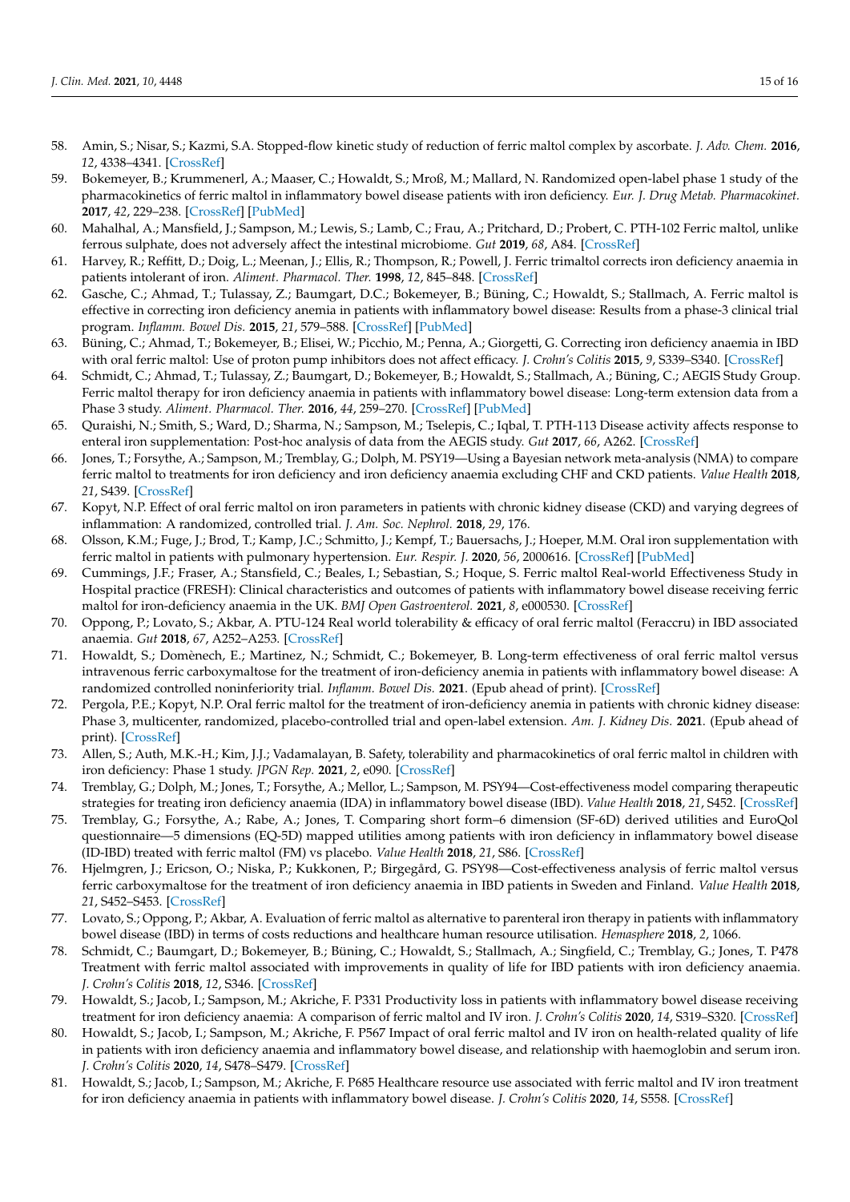58. Amin, S.; Nisar, S.; Kazmi, S.A. Stopped-flow kinetic study of reduction of ferric maltol complex by ascorbate. *J. Adv. Chem.* **2016**, *12*, 4338–4341. [CrossRef]
59. Bokemeyer, B.; Krummenerl, A.; Maaser, C.; Howaldt, S.; Mroß, M.; Mallard, N. Randomized open-label phase 1 study of the pharmacokinetics of ferric maltol in inflammatory bowel disease patients with iron deficiency. *Eur. J. Drug Metab. Pharmacokinet.* **2017**, *42*, 229–238. [CrossRef] [PubMed]
60. Mahalhal, A.; Mansfield, J.; Sampson, M.; Lewis, S.; Lamb, C.; Frau, A.; Pritchard, D.; Probert, C. PTH-102 Ferric maltol, unlike ferrous sulphate, does not adversely affect the intestinal microbiome. *Gut* **2019**, *68*, A84. [CrossRef]
61. Harvey, R.; Reffitt, D.; Doig, L.; Meenan, J.; Ellis, R.; Thompson, R.; Powell, J. Ferric trimaltol corrects iron deficiency anaemia in patients intolerant of iron. *Aliment. Pharmacol. Ther.* **1998**, *12*, 845–848. [CrossRef]
62. Gasche, C.; Ahmad, T.; Tulassay, Z.; Baumgart, D.C.; Bokemeyer, B.; Büning, C.; Howaldt, S.; Stallmach, A. Ferric maltol is effective in correcting iron deficiency anemia in patients with inflammatory bowel disease: Results from a phase-3 clinical trial program. *Inflamm. Bowel Dis.* **2015**, *21*, 579–588. [CrossRef] [PubMed]
63. Büning, C.; Ahmad, T.; Bokemeyer, B.; Elisei, W.; Picchio, M.; Penna, A.; Giorgetti, G. Correcting iron deficiency anaemia in IBD with oral ferric maltol: Use of proton pump inhibitors does not affect efficacy. *J. Crohn's Colitis* **2015**, *9*, S339–S340. [CrossRef]
64. Schmidt, C.; Ahmad, T.; Tulassay, Z.; Baumgart, D.; Bokemeyer, B.; Howaldt, S.; Stallmach, A.; Büning, C.; AEGIS Study Group. Ferric maltol therapy for iron deficiency anaemia in patients with inflammatory bowel disease: Long-term extension data from a Phase 3 study. *Aliment. Pharmacol. Ther.* **2016**, *44*, 259–270. [CrossRef] [PubMed]
65. Quraishi, N.; Smith, S.; Ward, D.; Sharma, N.; Sampson, M.; Tselepis, C.; Iqbal, T. PTH-113 Disease activity affects response to enteral iron supplementation: Post-hoc analysis of data from the AEGIS study. *Gut* **2017**, *66*, A262. [CrossRef]
66. Jones, T.; Forsythe, A.; Sampson, M.; Tremblay, G.; Dolph, M. PSY19—Using a Bayesian network meta-analysis (NMA) to compare ferric maltol to treatments for iron deficiency and iron deficiency anaemia excluding CHF and CKD patients. *Value Health* **2018**, *21*, S439. [CrossRef]
67. Kopyt, N.P. Effect of oral ferric maltol on iron parameters in patients with chronic kidney disease (CKD) and varying degrees of inflammation: A randomized, controlled trial. *J. Am. Soc. Nephrol.* **2018**, *29*, 176.
68. Olsson, K.M.; Fuge, J.; Brod, T.; Kamp, J.C.; Schmitto, J.; Kempf, T.; Bauersachs, J.; Hoeper, M.M. Oral iron supplementation with ferric maltol in patients with pulmonary hypertension. *Eur. Respir. J.* **2020**, *56*, 2000616. [CrossRef] [PubMed]
69. Cummings, J.F.; Fraser, A.; Stansfield, C.; Beales, I.; Sebastian, S.; Hoque, S. Ferric maltol Real-world Effectiveness Study in Hospital practice (FRESH): Clinical characteristics and outcomes of patients with inflammatory bowel disease receiving ferric maltol for iron-deficiency anaemia in the UK. *BMJ Open Gastroenterol.* **2021**, *8*, e000530. [CrossRef]
70. Oppong, P.; Lovato, S.; Akbar, A. PTU-124 Real world tolerability & efficacy of oral ferric maltol (Feraccru) in IBD associated anaemia. *Gut* **2018**, *67*, A252–A253. [CrossRef]
71. Howaldt, S.; Domènech, E.; Martinez, N.; Schmidt, C.; Bokemeyer, B. Long-term effectiveness of oral ferric maltol versus intravenous ferric carboxymaltose for the treatment of iron-deficiency anemia in patients with inflammatory bowel disease: A randomized controlled noninferiority trial. *Inflamm. Bowel Dis.* **2021**. (Epub ahead of print). [CrossRef]
72. Pergola, P.E.; Kopyt, N.P. Oral ferric maltol for the treatment of iron-deficiency anemia in patients with chronic kidney disease: Phase 3, multicenter, randomized, placebo-controlled trial and open-label extension. *Am. J. Kidney Dis.* **2021**. (Epub ahead of print). [CrossRef]
73. Allen, S.; Auth, M.K.-H.; Kim, J.J.; Vadamalayan, B. Safety, tolerability and pharmacokinetics of oral ferric maltol in children with iron deficiency: Phase 1 study. *JPGN Rep.* **2021**, *2*, e090. [CrossRef]
74. Tremblay, G.; Dolph, M.; Jones, T.; Forsythe, A.; Mellor, L.; Sampson, M. PSY94—Cost-effectiveness model comparing therapeutic strategies for treating iron deficiency anaemia (IDA) in inflammatory bowel disease (IBD). *Value Health* **2018**, *21*, S452. [CrossRef]
75. Tremblay, G.; Forsythe, A.; Rabe, A.; Jones, T. Comparing short form–6 dimension (SF-6D) derived utilities and EuroQol questionnaire—5 dimensions (EQ-5D) mapped utilities among patients with iron deficiency in inflammatory bowel disease (ID-IBD) treated with ferric maltol (FM) vs placebo. *Value Health* **2018**, *21*, S86. [CrossRef]
76. Hjelmgren, J.; Ericson, O.; Niska, P.; Kukkonen, P.; Birgegård, G. PSY98—Cost-effectiveness analysis of ferric maltol versus ferric carboxymaltose for the treatment of iron deficiency anaemia in IBD patients in Sweden and Finland. *Value Health* **2018**, *21*, S452–S453. [CrossRef]
77. Lovato, S.; Oppong, P.; Akbar, A. Evaluation of ferric maltol as alternative to parenteral iron therapy in patients with inflammatory bowel disease (IBD) in terms of costs reductions and healthcare human resource utilisation. *Hemasphere* **2018**, *2*, 1066.
78. Schmidt, C.; Baumgart, D.; Bokemeyer, B.; Büning, C.; Howaldt, S.; Stallmach, A.; Singfield, C.; Tremblay, G.; Jones, T. P478 Treatment with ferric maltol associated with improvements in quality of life for IBD patients with iron deficiency anaemia. *J. Crohn's Colitis* **2018**, *12*, S346. [CrossRef]
79. Howaldt, S.; Jacob, I.; Sampson, M.; Akriche, F. P331 Productivity loss in patients with inflammatory bowel disease receiving treatment for iron deficiency anaemia: A comparison of ferric maltol and IV iron. *J. Crohn's Colitis* **2020**, *14*, S319–S320. [CrossRef]
80. Howaldt, S.; Jacob, I.; Sampson, M.; Akriche, F. P567 Impact of oral ferric maltol and IV iron on health-related quality of life in patients with iron deficiency anaemia and inflammatory bowel disease, and relationship with haemoglobin and serum iron. *J. Crohn's Colitis* **2020**, *14*, S478–S479. [CrossRef]
81. Howaldt, S.; Jacob, I.; Sampson, M.; Akriche, F. P685 Healthcare resource use associated with ferric maltol and IV iron treatment for iron deficiency anaemia in patients with inflammatory bowel disease. *J. Crohn's Colitis* **2020**, *14*, S558. [CrossRef]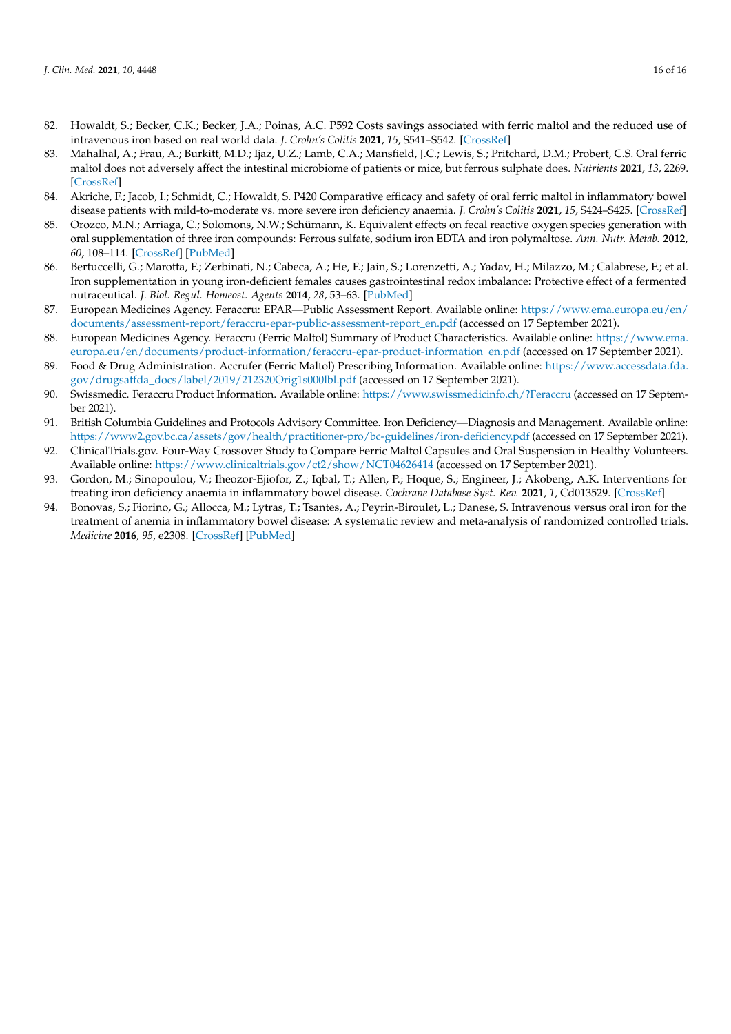82. Howaldt, S.; Becker, C.K.; Becker, J.A.; Poinas, A.C. P592 Costs savings associated with ferric maltol and the reduced use of intravenous iron based on real world data. *J. Crohn's Colitis* **2021**, *15*, S541–S542. [CrossRef]
83. Mahalhal, A.; Frau, A.; Burkitt, M.D.; Ijaz, U.Z.; Lamb, C.A.; Mansfield, J.C.; Lewis, S.; Pritchard, D.M.; Probert, C.S. Oral ferric maltol does not adversely affect the intestinal microbiome of patients or mice, but ferrous sulphate does. *Nutrients* **2021**, *13*, 2269. [CrossRef]
84. Akriche, F.; Jacob, I.; Schmidt, C.; Howaldt, S. P420 Comparative efficacy and safety of oral ferric maltol in inflammatory bowel disease patients with mild-to-moderate vs. more severe iron deficiency anaemia. *J. Crohn's Colitis* **2021**, *15*, S424–S425. [CrossRef]
85. Orozco, M.N.; Arriaga, C.; Solomons, N.W.; Schümann, K. Equivalent effects on fecal reactive oxygen species generation with oral supplementation of three iron compounds: Ferrous sulfate, sodium iron EDTA and iron polymaltose. *Ann. Nutr. Metab.* **2012**, *60*, 108–114. [CrossRef] [PubMed]
86. Bertuccelli, G.; Marotta, F.; Zerbinati, N.; Cabeca, A.; He, F.; Jain, S.; Lorenzetti, A.; Yadav, H.; Milazzo, M.; Calabrese, F.; et al. Iron supplementation in young iron-deficient females causes gastrointestinal redox imbalance: Protective effect of a fermented nutraceutical. *J. Biol. Regul. Homeost. Agents* **2014**, *28*, 53–63. [PubMed]
87. European Medicines Agency. Feraccru: EPAR—Public Assessment Report. Available online: https://www.ema.europa.eu/en/documents/assessment-report/feraccru-epar-public-assessment-report_en.pdf (accessed on 17 September 2021).
88. European Medicines Agency. Feraccru (Ferric Maltol) Summary of Product Characteristics. Available online: https://www.ema.europa.eu/en/documents/product-information/feraccru-epar-product-information_en.pdf (accessed on 17 September 2021).
89. Food & Drug Administration. Accrufer (Ferric Maltol) Prescribing Information. Available online: https://www.accessdata.fda.gov/drugsatfda_docs/label/2019/212320Orig1s000lbl.pdf (accessed on 17 September 2021).
90. Swissmedic. Feraccru Product Information. Available online: https://www.swissmedicinfo.ch/?Feraccru (accessed on 17 September 2021).
91. British Columbia Guidelines and Protocols Advisory Committee. Iron Deficiency—Diagnosis and Management. Available online: https://www2.gov.bc.ca/assets/gov/health/practitioner-pro/bc-guidelines/iron-deficiency.pdf (accessed on 17 September 2021).
92. ClinicalTrials.gov. Four-Way Crossover Study to Compare Ferric Maltol Capsules and Oral Suspension in Healthy Volunteers. Available online: https://www.clinicaltrials.gov/ct2/show/NCT04626414 (accessed on 17 September 2021).
93. Gordon, M.; Sinopoulou, V.; Iheozor-Ejiofor, Z.; Iqbal, T.; Allen, P.; Hoque, S.; Engineer, J.; Akobeng, A.K. Interventions for treating iron deficiency anaemia in inflammatory bowel disease. *Cochrane Database Syst. Rev.* **2021**, *1*, Cd013529. [CrossRef]
94. Bonovas, S.; Fiorino, G.; Allocca, M.; Lytras, T.; Tsantes, A.; Peyrin-Biroulet, L.; Danese, S. Intravenous versus oral iron for the treatment of anemia in inflammatory bowel disease: A systematic review and meta-analysis of randomized controlled trials. *Medicine* **2016**, *95*, e2308. [CrossRef] [PubMed]